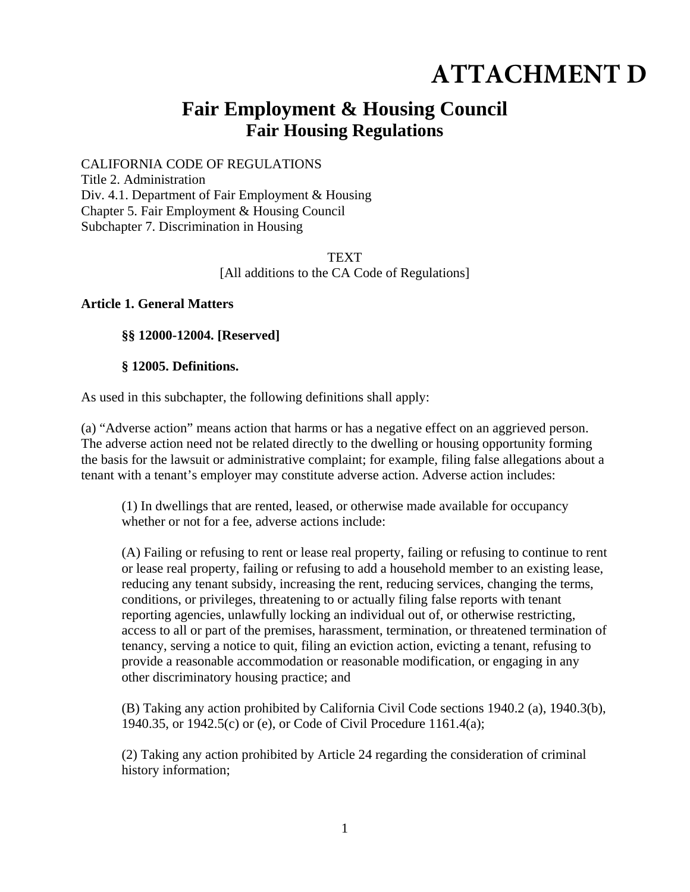# ATTACHMENT D

## Fair Employment & Housing Council
## Fair Housing Regulations

CALIFORNIA CODE OF REGULATIONS
Title 2. Administration
Div. 4.1. Department of Fair Employment & Housing
Chapter 5. Fair Employment & Housing Council
Subchapter 7. Discrimination in Housing

TEXT
[All additions to the CA Code of Regulations]

**Article 1. General Matters**

**§§ 12000-12004. [Reserved]**

**§ 12005. Definitions.**

As used in this subchapter, the following definitions shall apply:

(a) "Adverse action" means action that harms or has a negative effect on an aggrieved person. The adverse action need not be related directly to the dwelling or housing opportunity forming the basis for the lawsuit or administrative complaint; for example, filing false allegations about a tenant with a tenant's employer may constitute adverse action. Adverse action includes:

(1) In dwellings that are rented, leased, or otherwise made available for occupancy whether or not for a fee, adverse actions include:

(A) Failing or refusing to rent or lease real property, failing or refusing to continue to rent or lease real property, failing or refusing to add a household member to an existing lease, reducing any tenant subsidy, increasing the rent, reducing services, changing the terms, conditions, or privileges, threatening to or actually filing false reports with tenant reporting agencies, unlawfully locking an individual out of, or otherwise restricting, access to all or part of the premises, harassment, termination, or threatened termination of tenancy, serving a notice to quit, filing an eviction action, evicting a tenant, refusing to provide a reasonable accommodation or reasonable modification, or engaging in any other discriminatory housing practice; and

(B) Taking any action prohibited by California Civil Code sections 1940.2 (a), 1940.3(b), 1940.35, or 1942.5(c) or (e), or Code of Civil Procedure 1161.4(a);

(2) Taking any action prohibited by Article 24 regarding the consideration of criminal history information;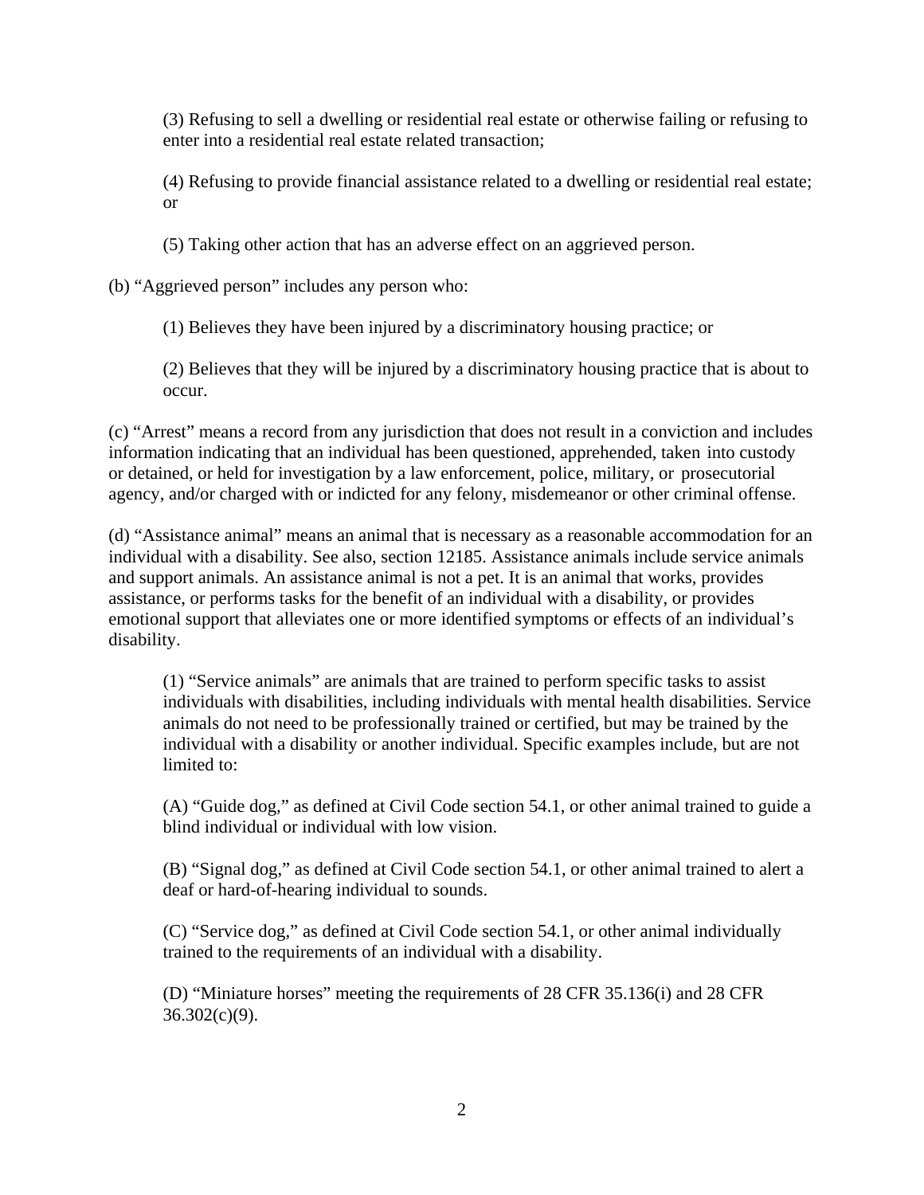(3) Refusing to sell a dwelling or residential real estate or otherwise failing or refusing to enter into a residential real estate related transaction;

(4) Refusing to provide financial assistance related to a dwelling or residential real estate; or

(5) Taking other action that has an adverse effect on an aggrieved person.

(b) "Aggrieved person" includes any person who:

(1) Believes they have been injured by a discriminatory housing practice; or

(2) Believes that they will be injured by a discriminatory housing practice that is about to occur.

(c) "Arrest" means a record from any jurisdiction that does not result in a conviction and includes information indicating that an individual has been questioned, apprehended, taken into custody or detained, or held for investigation by a law enforcement, police, military, or prosecutorial agency, and/or charged with or indicted for any felony, misdemeanor or other criminal offense.

(d) "Assistance animal" means an animal that is necessary as a reasonable accommodation for an individual with a disability. See also, section 12185. Assistance animals include service animals and support animals. An assistance animal is not a pet. It is an animal that works, provides assistance, or performs tasks for the benefit of an individual with a disability, or provides emotional support that alleviates one or more identified symptoms or effects of an individual's disability.

(1) "Service animals" are animals that are trained to perform specific tasks to assist individuals with disabilities, including individuals with mental health disabilities. Service animals do not need to be professionally trained or certified, but may be trained by the individual with a disability or another individual. Specific examples include, but are not limited to:

(A) "Guide dog," as defined at Civil Code section 54.1, or other animal trained to guide a blind individual or individual with low vision.

(B) "Signal dog," as defined at Civil Code section 54.1, or other animal trained to alert a deaf or hard-of-hearing individual to sounds.

(C) "Service dog," as defined at Civil Code section 54.1, or other animal individually trained to the requirements of an individual with a disability.

(D) "Miniature horses" meeting the requirements of 28 CFR 35.136(i) and 28 CFR 36.302(c)(9).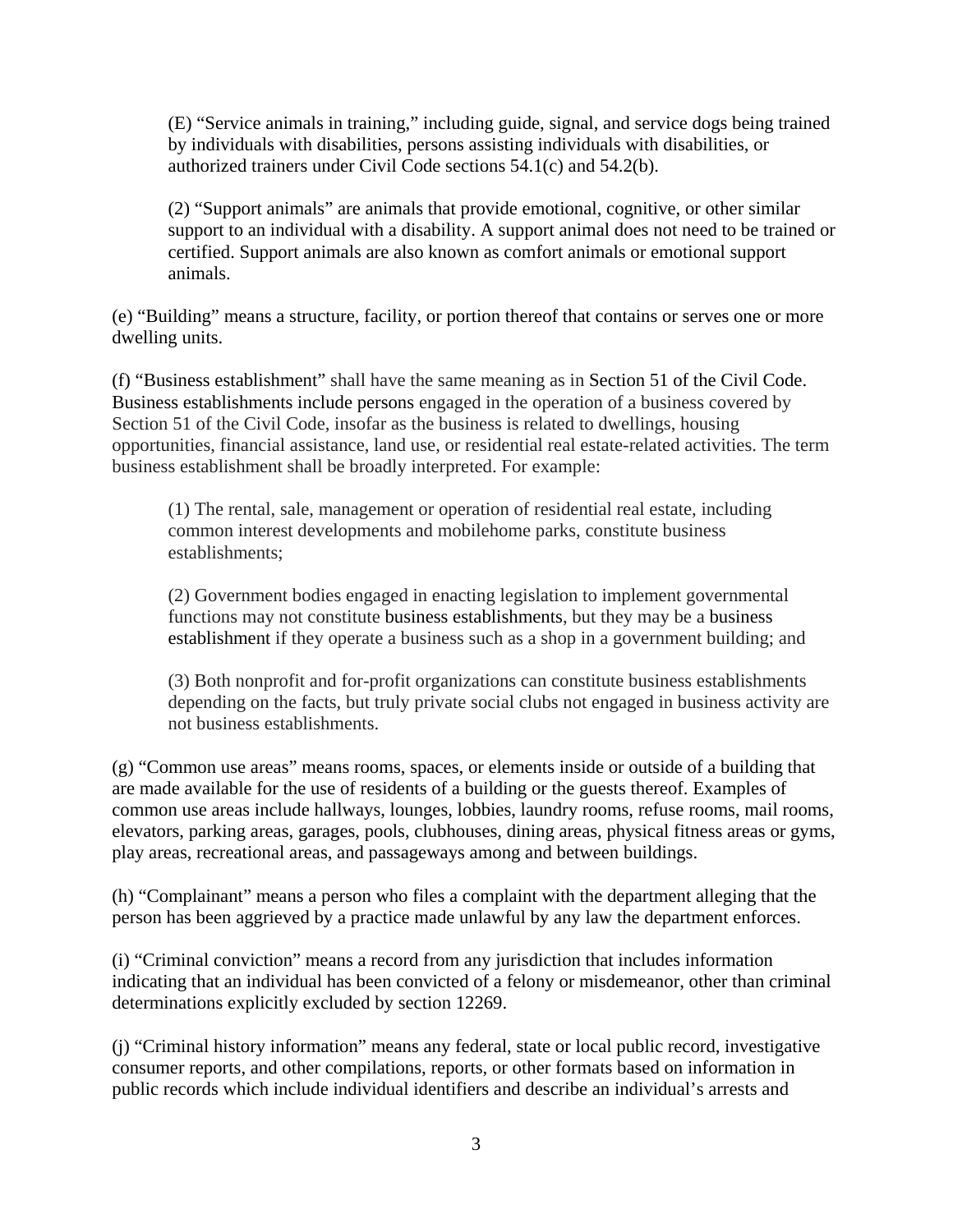(E) “Service animals in training,” including guide, signal, and service dogs being trained by individuals with disabilities, persons assisting individuals with disabilities, or authorized trainers under Civil Code sections 54.1(c) and 54.2(b).

(2) “Support animals” are animals that provide emotional, cognitive, or other similar support to an individual with a disability. A support animal does not need to be trained or certified. Support animals are also known as comfort animals or emotional support animals.

(e) “Building” means a structure, facility, or portion thereof that contains or serves one or more dwelling units.

(f) “Business establishment” shall have the same meaning as in Section 51 of the Civil Code. Business establishments include persons engaged in the operation of a business covered by Section 51 of the Civil Code, insofar as the business is related to dwellings, housing opportunities, financial assistance, land use, or residential real estate-related activities. The term business establishment shall be broadly interpreted. For example:

(1) The rental, sale, management or operation of residential real estate, including common interest developments and mobilehome parks, constitute business establishments;

(2) Government bodies engaged in enacting legislation to implement governmental functions may not constitute business establishments, but they may be a business establishment if they operate a business such as a shop in a government building; and

(3) Both nonprofit and for-profit organizations can constitute business establishments depending on the facts, but truly private social clubs not engaged in business activity are not business establishments.

(g) “Common use areas” means rooms, spaces, or elements inside or outside of a building that are made available for the use of residents of a building or the guests thereof. Examples of common use areas include hallways, lounges, lobbies, laundry rooms, refuse rooms, mail rooms, elevators, parking areas, garages, pools, clubhouses, dining areas, physical fitness areas or gyms, play areas, recreational areas, and passageways among and between buildings.

(h) “Complainant” means a person who files a complaint with the department alleging that the person has been aggrieved by a practice made unlawful by any law the department enforces.

(i) “Criminal conviction” means a record from any jurisdiction that includes information indicating that an individual has been convicted of a felony or misdemeanor, other than criminal determinations explicitly excluded by section 12269.

(j) “Criminal history information” means any federal, state or local public record, investigative consumer reports, and other compilations, reports, or other formats based on information in public records which include individual identifiers and describe an individual’s arrests and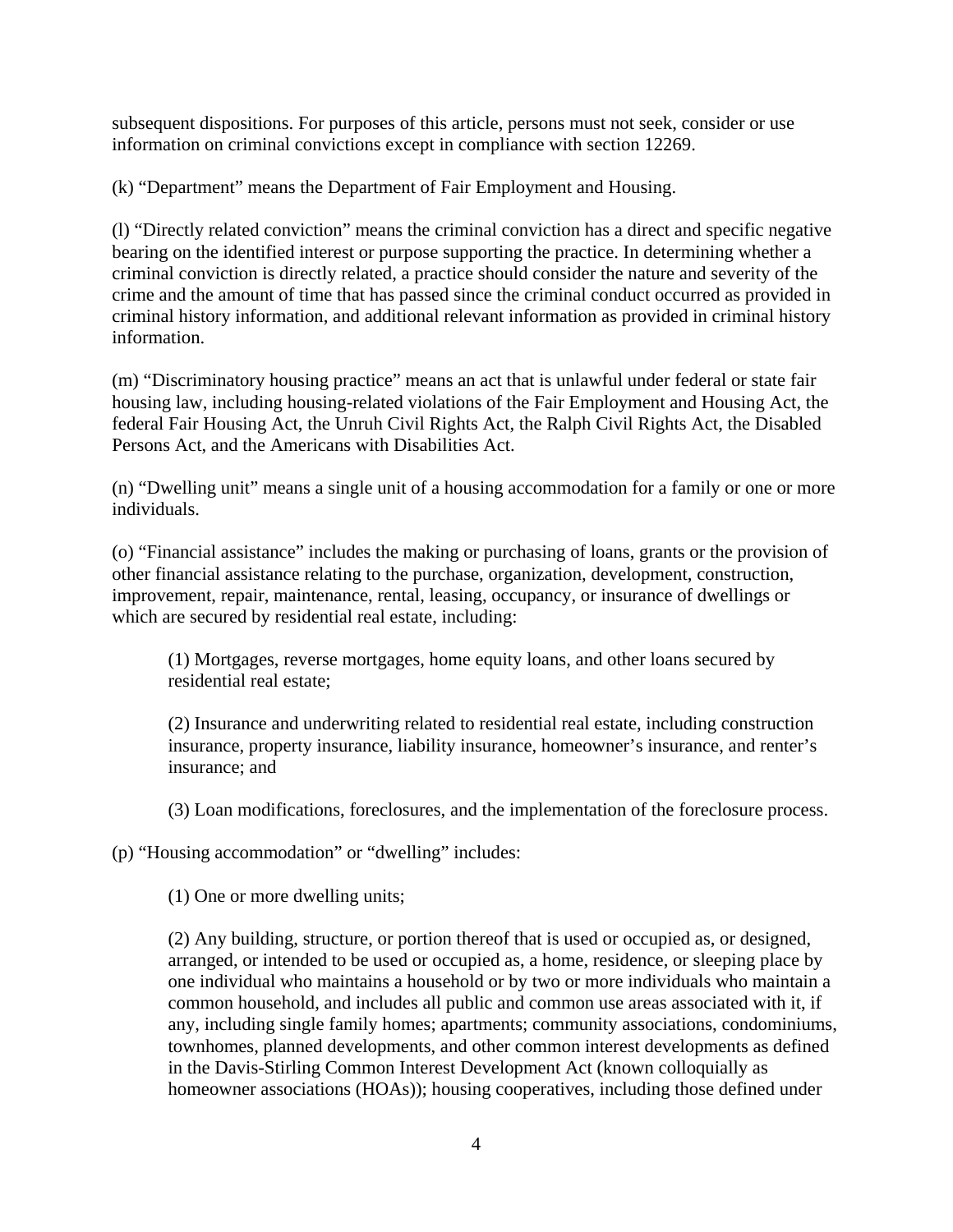subsequent dispositions. For purposes of this article, persons must not seek, consider or use information on criminal convictions except in compliance with section 12269.

(k) "Department" means the Department of Fair Employment and Housing.

(l) "Directly related conviction" means the criminal conviction has a direct and specific negative bearing on the identified interest or purpose supporting the practice. In determining whether a criminal conviction is directly related, a practice should consider the nature and severity of the crime and the amount of time that has passed since the criminal conduct occurred as provided in criminal history information, and additional relevant information as provided in criminal history information.

(m) "Discriminatory housing practice" means an act that is unlawful under federal or state fair housing law, including housing-related violations of the Fair Employment and Housing Act, the federal Fair Housing Act, the Unruh Civil Rights Act, the Ralph Civil Rights Act, the Disabled Persons Act, and the Americans with Disabilities Act.

(n) "Dwelling unit" means a single unit of a housing accommodation for a family or one or more individuals.

(o) "Financial assistance" includes the making or purchasing of loans, grants or the provision of other financial assistance relating to the purchase, organization, development, construction, improvement, repair, maintenance, rental, leasing, occupancy, or insurance of dwellings or which are secured by residential real estate, including:

(1) Mortgages, reverse mortgages, home equity loans, and other loans secured by residential real estate;

(2) Insurance and underwriting related to residential real estate, including construction insurance, property insurance, liability insurance, homeowner's insurance, and renter's insurance; and

(3) Loan modifications, foreclosures, and the implementation of the foreclosure process.

(p) "Housing accommodation" or "dwelling" includes:

(1) One or more dwelling units;

(2) Any building, structure, or portion thereof that is used or occupied as, or designed, arranged, or intended to be used or occupied as, a home, residence, or sleeping place by one individual who maintains a household or by two or more individuals who maintain a common household, and includes all public and common use areas associated with it, if any, including single family homes; apartments; community associations, condominiums, townhomes, planned developments, and other common interest developments as defined in the Davis-Stirling Common Interest Development Act (known colloquially as homeowner associations (HOAs)); housing cooperatives, including those defined under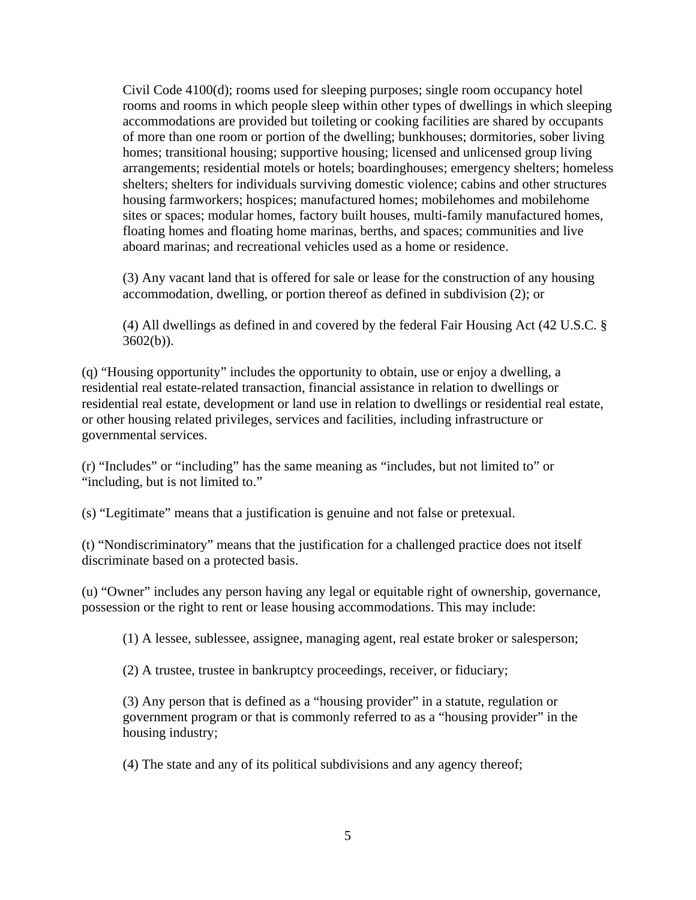Civil Code 4100(d); rooms used for sleeping purposes; single room occupancy hotel rooms and rooms in which people sleep within other types of dwellings in which sleeping accommodations are provided but toileting or cooking facilities are shared by occupants of more than one room or portion of the dwelling; bunkhouses; dormitories, sober living homes; transitional housing; supportive housing; licensed and unlicensed group living arrangements; residential motels or hotels; boardinghouses; emergency shelters; homeless shelters; shelters for individuals surviving domestic violence; cabins and other structures housing farmworkers; hospices; manufactured homes; mobilehomes and mobilehome sites or spaces; modular homes, factory built houses, multi-family manufactured homes, floating homes and floating home marinas, berths, and spaces; communities and live aboard marinas; and recreational vehicles used as a home or residence.

(3) Any vacant land that is offered for sale or lease for the construction of any housing accommodation, dwelling, or portion thereof as defined in subdivision (2); or

(4) All dwellings as defined in and covered by the federal Fair Housing Act (42 U.S.C. § 3602(b)).

(q) "Housing opportunity" includes the opportunity to obtain, use or enjoy a dwelling, a residential real estate-related transaction, financial assistance in relation to dwellings or residential real estate, development or land use in relation to dwellings or residential real estate, or other housing related privileges, services and facilities, including infrastructure or governmental services.

(r) "Includes" or "including" has the same meaning as "includes, but not limited to" or "including, but is not limited to."

(s) "Legitimate" means that a justification is genuine and not false or pretexual.

(t) "Nondiscriminatory" means that the justification for a challenged practice does not itself discriminate based on a protected basis.

(u) "Owner" includes any person having any legal or equitable right of ownership, governance, possession or the right to rent or lease housing accommodations. This may include:

(1) A lessee, sublessee, assignee, managing agent, real estate broker or salesperson;

(2) A trustee, trustee in bankruptcy proceedings, receiver, or fiduciary;

(3) Any person that is defined as a "housing provider" in a statute, regulation or government program or that is commonly referred to as a "housing provider" in the housing industry;

(4) The state and any of its political subdivisions and any agency thereof;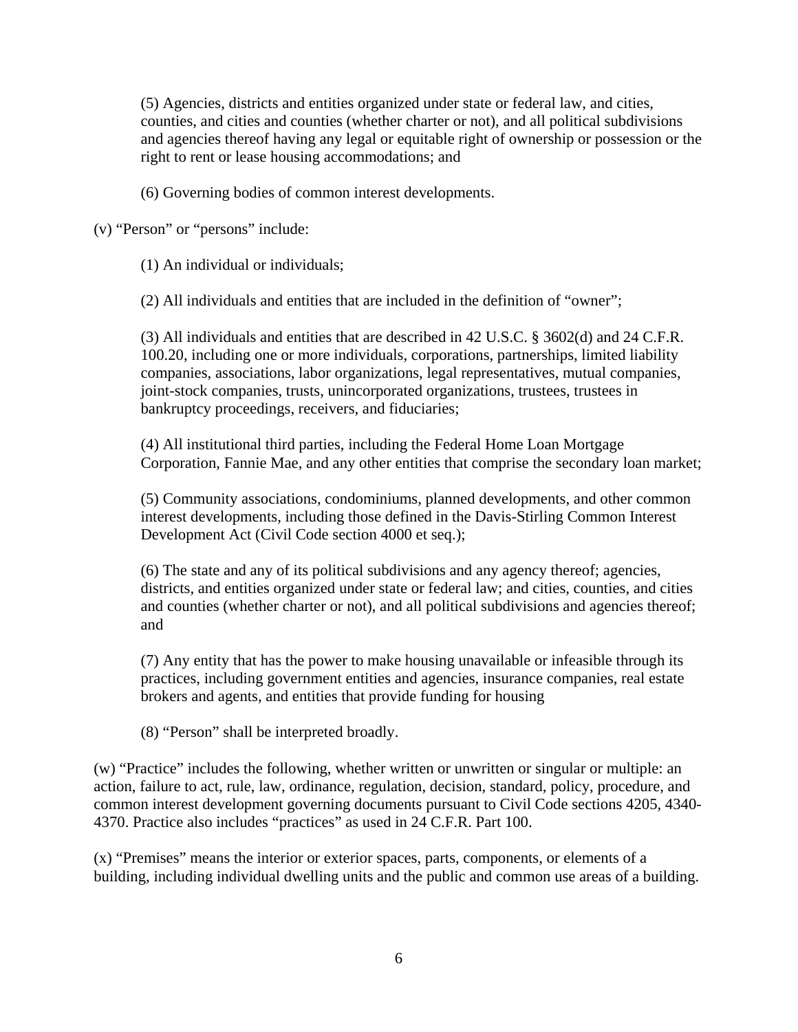(5) Agencies, districts and entities organized under state or federal law, and cities, counties, and cities and counties (whether charter or not), and all political subdivisions and agencies thereof having any legal or equitable right of ownership or possession or the right to rent or lease housing accommodations; and

(6) Governing bodies of common interest developments.

(v) "Person" or "persons" include:

(1) An individual or individuals;

(2) All individuals and entities that are included in the definition of "owner";

(3) All individuals and entities that are described in 42 U.S.C. § 3602(d) and 24 C.F.R. 100.20, including one or more individuals, corporations, partnerships, limited liability companies, associations, labor organizations, legal representatives, mutual companies, joint-stock companies, trusts, unincorporated organizations, trustees, trustees in bankruptcy proceedings, receivers, and fiduciaries;

(4) All institutional third parties, including the Federal Home Loan Mortgage Corporation, Fannie Mae, and any other entities that comprise the secondary loan market;

(5) Community associations, condominiums, planned developments, and other common interest developments, including those defined in the Davis-Stirling Common Interest Development Act (Civil Code section 4000 et seq.);

(6) The state and any of its political subdivisions and any agency thereof; agencies, districts, and entities organized under state or federal law; and cities, counties, and cities and counties (whether charter or not), and all political subdivisions and agencies thereof; and

(7) Any entity that has the power to make housing unavailable or infeasible through its practices, including government entities and agencies, insurance companies, real estate brokers and agents, and entities that provide funding for housing

(8) "Person" shall be interpreted broadly.

(w) "Practice" includes the following, whether written or unwritten or singular or multiple: an action, failure to act, rule, law, ordinance, regulation, decision, standard, policy, procedure, and common interest development governing documents pursuant to Civil Code sections 4205, 4340-4370. Practice also includes "practices" as used in 24 C.F.R. Part 100.

(x) "Premises" means the interior or exterior spaces, parts, components, or elements of a building, including individual dwelling units and the public and common use areas of a building.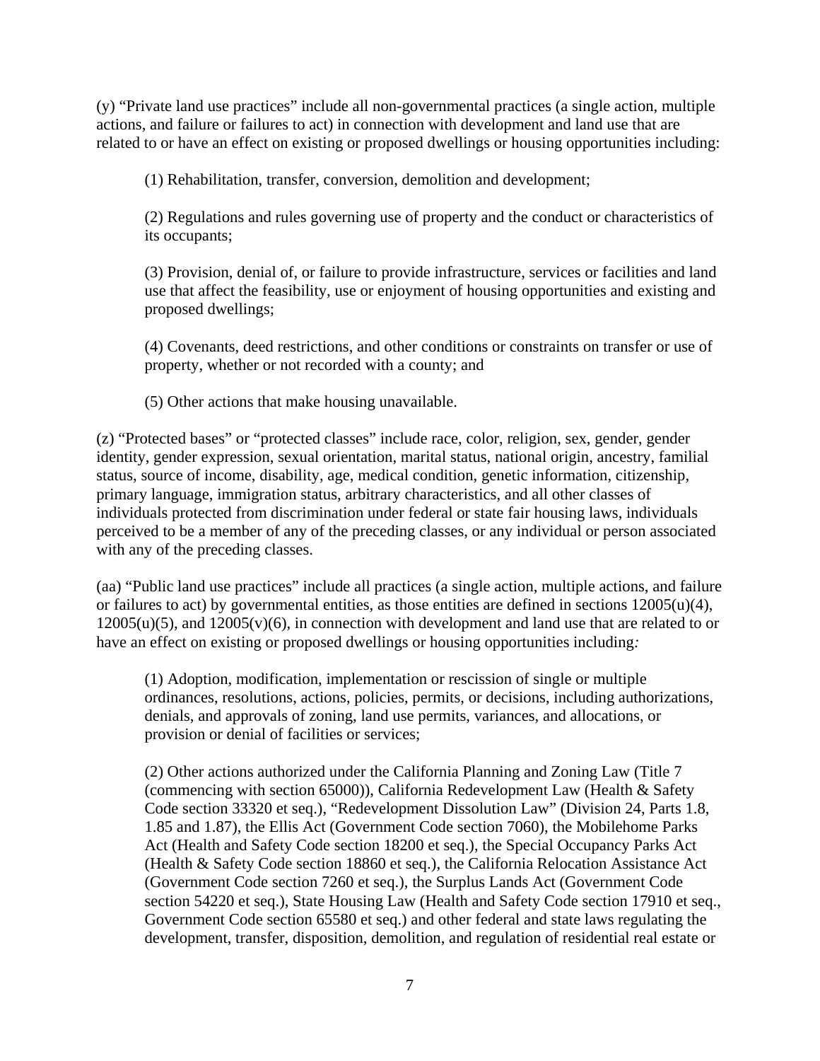(y) "Private land use practices" include all non-governmental practices (a single action, multiple actions, and failure or failures to act) in connection with development and land use that are related to or have an effect on existing or proposed dwellings or housing opportunities including:

(1) Rehabilitation, transfer, conversion, demolition and development;

(2) Regulations and rules governing use of property and the conduct or characteristics of its occupants;

(3) Provision, denial of, or failure to provide infrastructure, services or facilities and land use that affect the feasibility, use or enjoyment of housing opportunities and existing and proposed dwellings;

(4) Covenants, deed restrictions, and other conditions or constraints on transfer or use of property, whether or not recorded with a county; and

(5) Other actions that make housing unavailable.

(z) "Protected bases" or "protected classes" include race, color, religion, sex, gender, gender identity, gender expression, sexual orientation, marital status, national origin, ancestry, familial status, source of income, disability, age, medical condition, genetic information, citizenship, primary language, immigration status, arbitrary characteristics, and all other classes of individuals protected from discrimination under federal or state fair housing laws, individuals perceived to be a member of any of the preceding classes, or any individual or person associated with any of the preceding classes.

(aa) "Public land use practices" include all practices (a single action, multiple actions, and failure or failures to act) by governmental entities, as those entities are defined in sections 12005(u)(4), 12005(u)(5), and 12005(v)(6), in connection with development and land use that are related to or have an effect on existing or proposed dwellings or housing opportunities including*:*

(1) Adoption, modification, implementation or rescission of single or multiple ordinances, resolutions, actions, policies, permits, or decisions, including authorizations, denials, and approvals of zoning, land use permits, variances, and allocations, or provision or denial of facilities or services;

(2) Other actions authorized under the California Planning and Zoning Law (Title 7 (commencing with section 65000)), California Redevelopment Law (Health & Safety Code section 33320 et seq.), "Redevelopment Dissolution Law" (Division 24, Parts 1.8, 1.85 and 1.87), the Ellis Act (Government Code section 7060), the Mobilehome Parks Act (Health and Safety Code section 18200 et seq.), the Special Occupancy Parks Act (Health & Safety Code section 18860 et seq.), the California Relocation Assistance Act (Government Code section 7260 et seq.), the Surplus Lands Act (Government Code section 54220 et seq.), State Housing Law (Health and Safety Code section 17910 et seq., Government Code section 65580 et seq.) and other federal and state laws regulating the development, transfer, disposition, demolition, and regulation of residential real estate or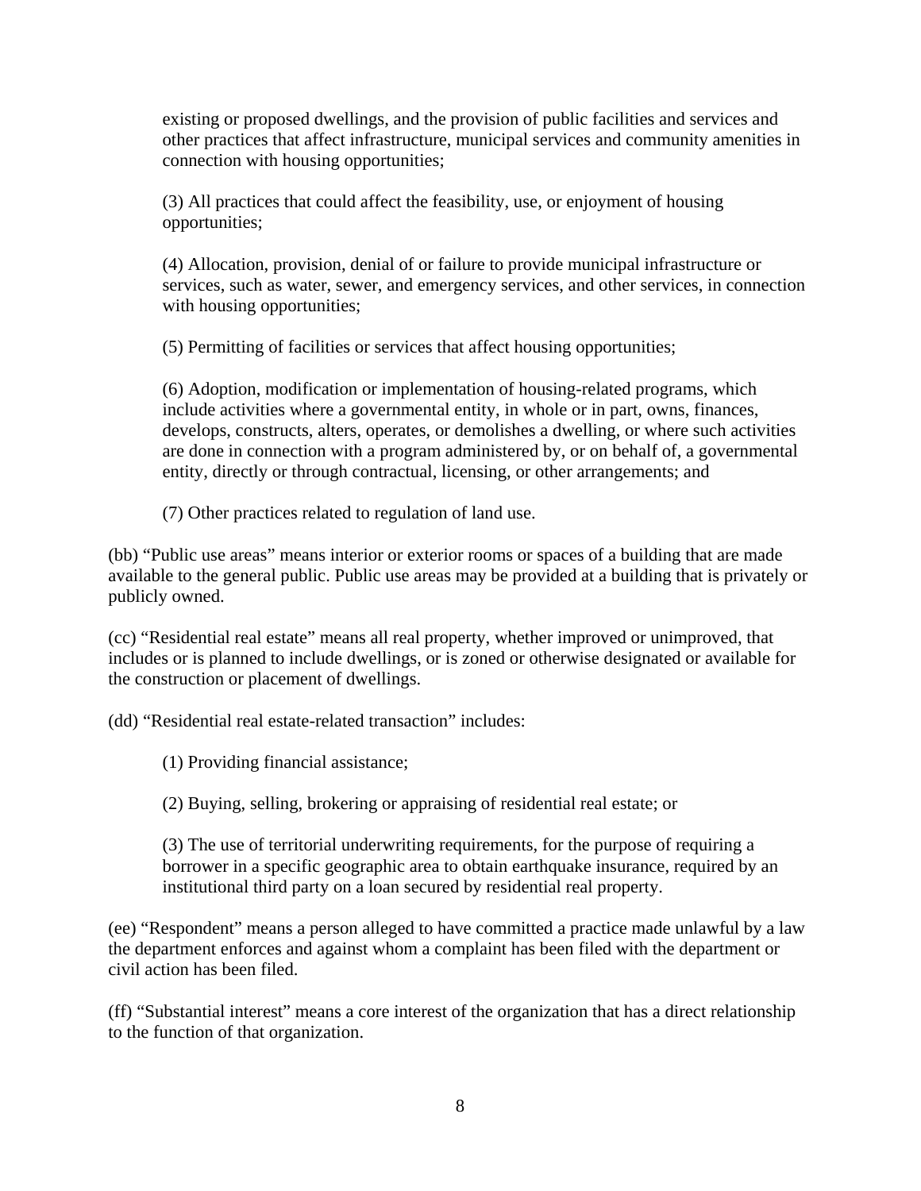existing or proposed dwellings, and the provision of public facilities and services and other practices that affect infrastructure, municipal services and community amenities in connection with housing opportunities;

(3) All practices that could affect the feasibility, use, or enjoyment of housing opportunities;

(4) Allocation, provision, denial of or failure to provide municipal infrastructure or services, such as water, sewer, and emergency services, and other services, in connection with housing opportunities;

(5) Permitting of facilities or services that affect housing opportunities;

(6) Adoption, modification or implementation of housing-related programs, which include activities where a governmental entity, in whole or in part, owns, finances, develops, constructs, alters, operates, or demolishes a dwelling, or where such activities are done in connection with a program administered by, or on behalf of, a governmental entity, directly or through contractual, licensing, or other arrangements; and

(7) Other practices related to regulation of land use.

(bb) "Public use areas" means interior or exterior rooms or spaces of a building that are made available to the general public. Public use areas may be provided at a building that is privately or publicly owned.

(cc) "Residential real estate" means all real property, whether improved or unimproved, that includes or is planned to include dwellings, or is zoned or otherwise designated or available for the construction or placement of dwellings.

(dd) "Residential real estate-related transaction" includes:

(1) Providing financial assistance;

(2) Buying, selling, brokering or appraising of residential real estate; or

(3) The use of territorial underwriting requirements, for the purpose of requiring a borrower in a specific geographic area to obtain earthquake insurance, required by an institutional third party on a loan secured by residential real property.

(ee) "Respondent" means a person alleged to have committed a practice made unlawful by a law the department enforces and against whom a complaint has been filed with the department or civil action has been filed.

(ff) "Substantial interest" means a core interest of the organization that has a direct relationship to the function of that organization.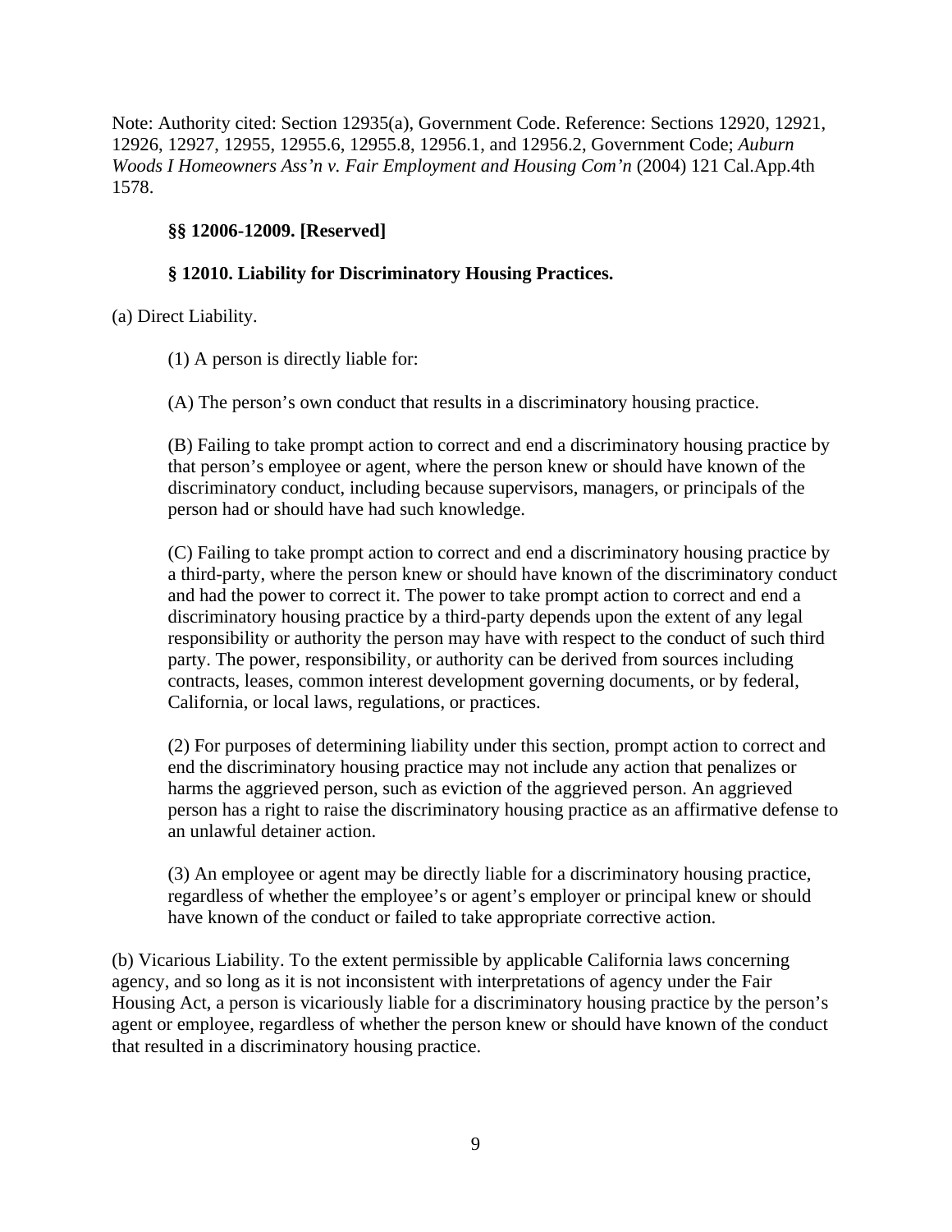Note: Authority cited: Section 12935(a), Government Code. Reference: Sections 12920, 12921, 12926, 12927, 12955, 12955.6, 12955.8, 12956.1, and 12956.2, Government Code; *Auburn Woods I Homeowners Ass'n v. Fair Employment and Housing Com'n* (2004) 121 Cal.App.4th 1578.

**§§ 12006-12009. [Reserved]**

**§ 12010. Liability for Discriminatory Housing Practices.**

(a) Direct Liability.

(1) A person is directly liable for:

(A) The person's own conduct that results in a discriminatory housing practice.

(B) Failing to take prompt action to correct and end a discriminatory housing practice by that person's employee or agent, where the person knew or should have known of the discriminatory conduct, including because supervisors, managers, or principals of the person had or should have had such knowledge.

(C) Failing to take prompt action to correct and end a discriminatory housing practice by a third-party, where the person knew or should have known of the discriminatory conduct and had the power to correct it. The power to take prompt action to correct and end a discriminatory housing practice by a third-party depends upon the extent of any legal responsibility or authority the person may have with respect to the conduct of such third party. The power, responsibility, or authority can be derived from sources including contracts, leases, common interest development governing documents, or by federal, California, or local laws, regulations, or practices.

(2) For purposes of determining liability under this section, prompt action to correct and end the discriminatory housing practice may not include any action that penalizes or harms the aggrieved person, such as eviction of the aggrieved person. An aggrieved person has a right to raise the discriminatory housing practice as an affirmative defense to an unlawful detainer action.

(3) An employee or agent may be directly liable for a discriminatory housing practice, regardless of whether the employee's or agent's employer or principal knew or should have known of the conduct or failed to take appropriate corrective action.

(b) Vicarious Liability. To the extent permissible by applicable California laws concerning agency, and so long as it is not inconsistent with interpretations of agency under the Fair Housing Act, a person is vicariously liable for a discriminatory housing practice by the person's agent or employee, regardless of whether the person knew or should have known of the conduct that resulted in a discriminatory housing practice.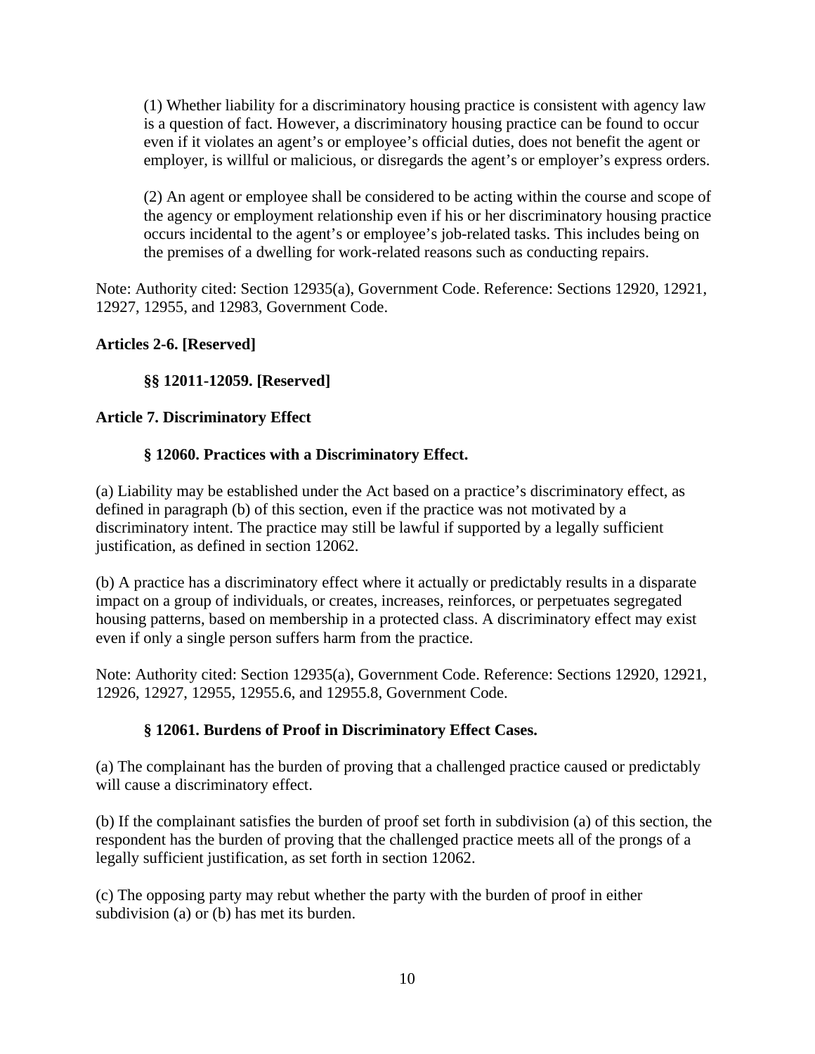(1) Whether liability for a discriminatory housing practice is consistent with agency law is a question of fact. However, a discriminatory housing practice can be found to occur even if it violates an agent's or employee's official duties, does not benefit the agent or employer, is willful or malicious, or disregards the agent's or employer's express orders.

(2) An agent or employee shall be considered to be acting within the course and scope of the agency or employment relationship even if his or her discriminatory housing practice occurs incidental to the agent's or employee's job-related tasks. This includes being on the premises of a dwelling for work-related reasons such as conducting repairs.

Note: Authority cited: Section 12935(a), Government Code. Reference: Sections 12920, 12921, 12927, 12955, and 12983, Government Code.

## Articles 2-6. [Reserved]

### §§ 12011-12059. [Reserved]

## Article 7. Discriminatory Effect

### § 12060. Practices with a Discriminatory Effect.

(a) Liability may be established under the Act based on a practice's discriminatory effect, as defined in paragraph (b) of this section, even if the practice was not motivated by a discriminatory intent. The practice may still be lawful if supported by a legally sufficient justification, as defined in section 12062.

(b) A practice has a discriminatory effect where it actually or predictably results in a disparate impact on a group of individuals, or creates, increases, reinforces, or perpetuates segregated housing patterns, based on membership in a protected class. A discriminatory effect may exist even if only a single person suffers harm from the practice.

Note: Authority cited: Section 12935(a), Government Code. Reference: Sections 12920, 12921, 12926, 12927, 12955, 12955.6, and 12955.8, Government Code.

### § 12061. Burdens of Proof in Discriminatory Effect Cases.

(a) The complainant has the burden of proving that a challenged practice caused or predictably will cause a discriminatory effect.

(b) If the complainant satisfies the burden of proof set forth in subdivision (a) of this section, the respondent has the burden of proving that the challenged practice meets all of the prongs of a legally sufficient justification, as set forth in section 12062.

(c) The opposing party may rebut whether the party with the burden of proof in either subdivision (a) or (b) has met its burden.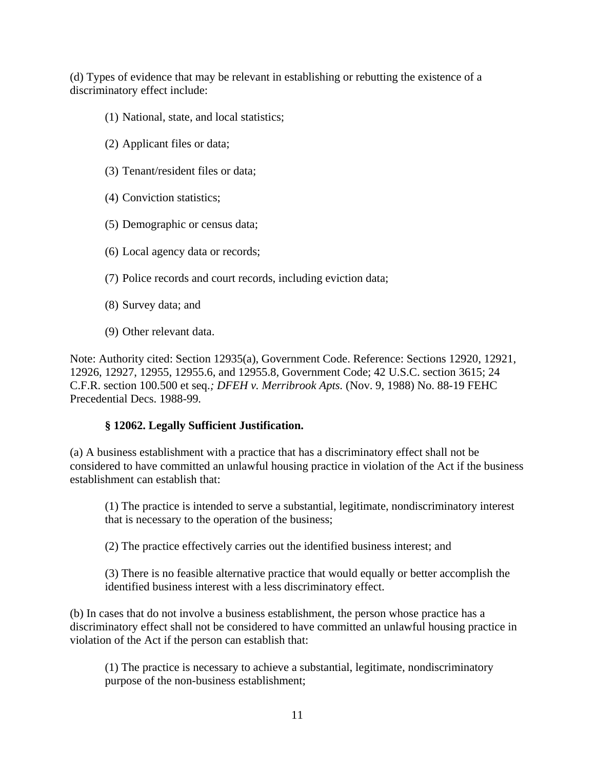(d) Types of evidence that may be relevant in establishing or rebutting the existence of a discriminatory effect include:

(1) National, state, and local statistics;

(2) Applicant files or data;

(3) Tenant/resident files or data;

(4) Conviction statistics;

(5) Demographic or census data;

(6) Local agency data or records;

(7) Police records and court records, including eviction data;

(8) Survey data; and

(9) Other relevant data.

Note: Authority cited: Section 12935(a), Government Code. Reference: Sections 12920, 12921, 12926, 12927, 12955, 12955.6, and 12955.8, Government Code; 42 U.S.C. section 3615; 24 C.F.R. section 100.500 et seq.*; DFEH v. Merribrook Apts.* (Nov. 9, 1988) No. 88-19 FEHC Precedential Decs. 1988-99.

**§ 12062. Legally Sufficient Justification.**

(a) A business establishment with a practice that has a discriminatory effect shall not be considered to have committed an unlawful housing practice in violation of the Act if the business establishment can establish that:

(1) The practice is intended to serve a substantial, legitimate, nondiscriminatory interest that is necessary to the operation of the business;

(2) The practice effectively carries out the identified business interest; and

(3) There is no feasible alternative practice that would equally or better accomplish the identified business interest with a less discriminatory effect.

(b) In cases that do not involve a business establishment, the person whose practice has a discriminatory effect shall not be considered to have committed an unlawful housing practice in violation of the Act if the person can establish that:

(1) The practice is necessary to achieve a substantial, legitimate, nondiscriminatory purpose of the non-business establishment;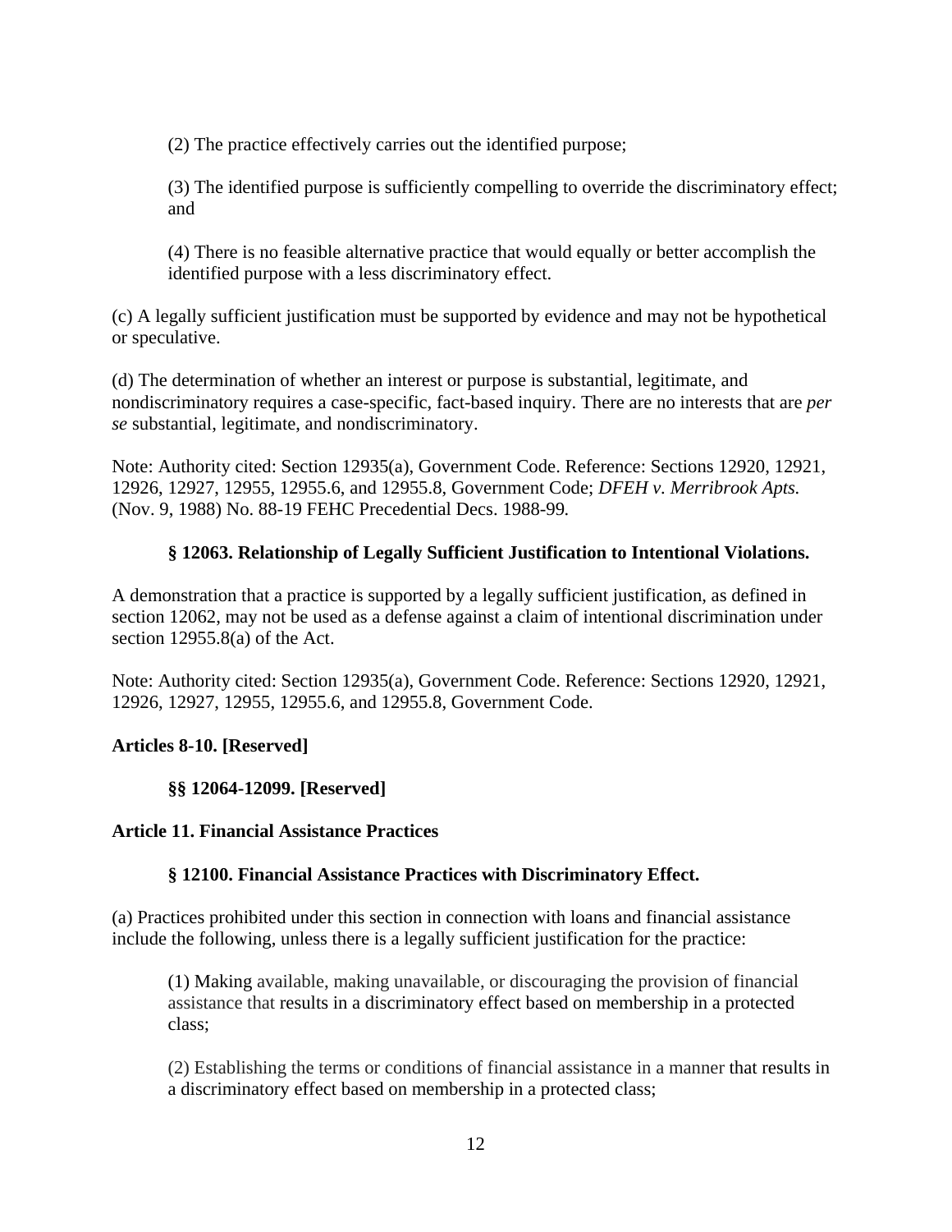(2) The practice effectively carries out the identified purpose;

(3) The identified purpose is sufficiently compelling to override the discriminatory effect; and

(4) There is no feasible alternative practice that would equally or better accomplish the identified purpose with a less discriminatory effect.

(c) A legally sufficient justification must be supported by evidence and may not be hypothetical or speculative.

(d) The determination of whether an interest or purpose is substantial, legitimate, and nondiscriminatory requires a case-specific, fact-based inquiry. There are no interests that are *per se* substantial, legitimate, and nondiscriminatory.

Note: Authority cited: Section 12935(a), Government Code. Reference: Sections 12920, 12921, 12926, 12927, 12955, 12955.6, and 12955.8, Government Code; *DFEH v. Merribrook Apts.* (Nov. 9, 1988) No. 88-19 FEHC Precedential Decs. 1988-99*.*

### § 12063. Relationship of Legally Sufficient Justification to Intentional Violations.

A demonstration that a practice is supported by a legally sufficient justification, as defined in section 12062, may not be used as a defense against a claim of intentional discrimination under section 12955.8(a) of the Act.

Note: Authority cited: Section 12935(a), Government Code. Reference: Sections 12920, 12921, 12926, 12927, 12955, 12955.6, and 12955.8, Government Code.

## Articles 8-10. [Reserved]

### §§ 12064-12099. [Reserved]

## Article 11. Financial Assistance Practices

### § 12100. Financial Assistance Practices with Discriminatory Effect.

(a) Practices prohibited under this section in connection with loans and financial assistance include the following, unless there is a legally sufficient justification for the practice:

(1) Making available, making unavailable, or discouraging the provision of financial assistance that results in a discriminatory effect based on membership in a protected class;

(2) Establishing the terms or conditions of financial assistance in a manner that results in a discriminatory effect based on membership in a protected class;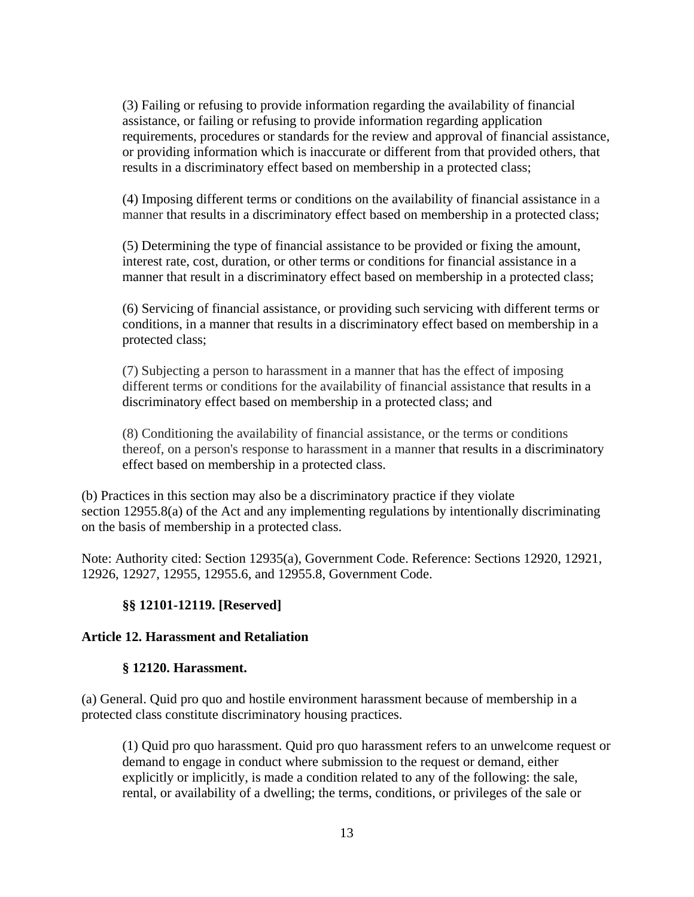(3) Failing or refusing to provide information regarding the availability of financial assistance, or failing or refusing to provide information regarding application requirements, procedures or standards for the review and approval of financial assistance, or providing information which is inaccurate or different from that provided others, that results in a discriminatory effect based on membership in a protected class;

(4) Imposing different terms or conditions on the availability of financial assistance in a manner that results in a discriminatory effect based on membership in a protected class;

(5) Determining the type of financial assistance to be provided or fixing the amount, interest rate, cost, duration, or other terms or conditions for financial assistance in a manner that result in a discriminatory effect based on membership in a protected class;

(6) Servicing of financial assistance, or providing such servicing with different terms or conditions, in a manner that results in a discriminatory effect based on membership in a protected class;

(7) Subjecting a person to harassment in a manner that has the effect of imposing different terms or conditions for the availability of financial assistance that results in a discriminatory effect based on membership in a protected class; and

(8) Conditioning the availability of financial assistance, or the terms or conditions thereof, on a person's response to harassment in a manner that results in a discriminatory effect based on membership in a protected class.

(b) Practices in this section may also be a discriminatory practice if they violate section 12955.8(a) of the Act and any implementing regulations by intentionally discriminating on the basis of membership in a protected class.

Note: Authority cited: Section 12935(a), Government Code. Reference: Sections 12920, 12921, 12926, 12927, 12955, 12955.6, and 12955.8, Government Code.

### §§ 12101-12119. [Reserved]

## Article 12. Harassment and Retaliation

### § 12120. Harassment.

(a) General. Quid pro quo and hostile environment harassment because of membership in a protected class constitute discriminatory housing practices.

(1) Quid pro quo harassment. Quid pro quo harassment refers to an unwelcome request or demand to engage in conduct where submission to the request or demand, either explicitly or implicitly, is made a condition related to any of the following: the sale, rental, or availability of a dwelling; the terms, conditions, or privileges of the sale or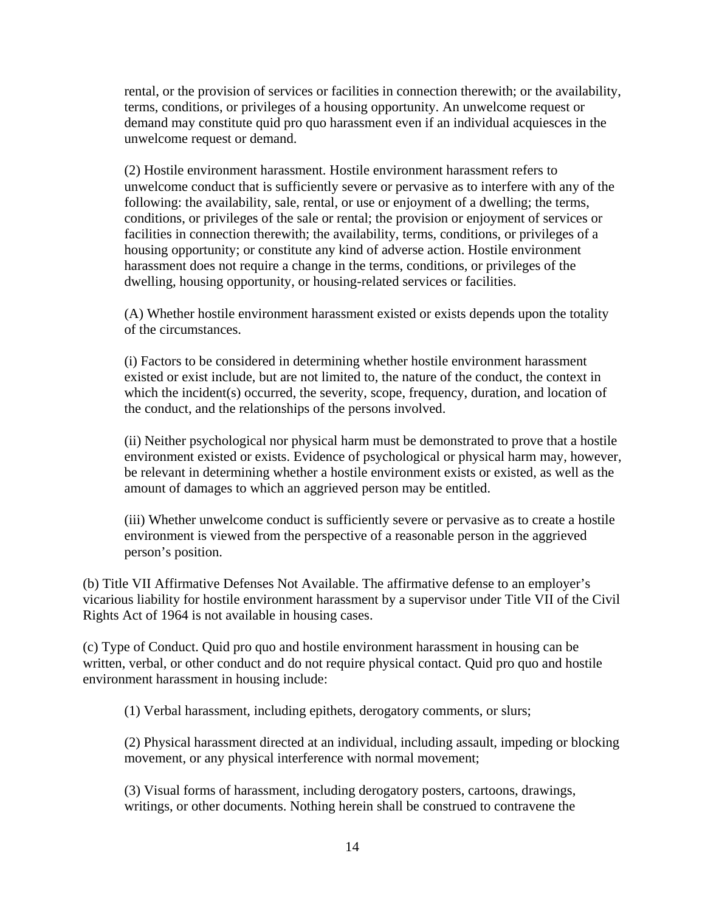rental, or the provision of services or facilities in connection therewith; or the availability, terms, conditions, or privileges of a housing opportunity. An unwelcome request or demand may constitute quid pro quo harassment even if an individual acquiesces in the unwelcome request or demand.

(2) Hostile environment harassment. Hostile environment harassment refers to unwelcome conduct that is sufficiently severe or pervasive as to interfere with any of the following: the availability, sale, rental, or use or enjoyment of a dwelling; the terms, conditions, or privileges of the sale or rental; the provision or enjoyment of services or facilities in connection therewith; the availability, terms, conditions, or privileges of a housing opportunity; or constitute any kind of adverse action. Hostile environment harassment does not require a change in the terms, conditions, or privileges of the dwelling, housing opportunity, or housing-related services or facilities.

(A) Whether hostile environment harassment existed or exists depends upon the totality of the circumstances.

(i) Factors to be considered in determining whether hostile environment harassment existed or exist include, but are not limited to, the nature of the conduct, the context in which the incident(s) occurred, the severity, scope, frequency, duration, and location of the conduct, and the relationships of the persons involved.

(ii) Neither psychological nor physical harm must be demonstrated to prove that a hostile environment existed or exists. Evidence of psychological or physical harm may, however, be relevant in determining whether a hostile environment exists or existed, as well as the amount of damages to which an aggrieved person may be entitled.

(iii) Whether unwelcome conduct is sufficiently severe or pervasive as to create a hostile environment is viewed from the perspective of a reasonable person in the aggrieved person's position.

(b) Title VII Affirmative Defenses Not Available. The affirmative defense to an employer's vicarious liability for hostile environment harassment by a supervisor under Title VII of the Civil Rights Act of 1964 is not available in housing cases.

(c) Type of Conduct. Quid pro quo and hostile environment harassment in housing can be written, verbal, or other conduct and do not require physical contact. Quid pro quo and hostile environment harassment in housing include:

(1) Verbal harassment, including epithets, derogatory comments, or slurs;

(2) Physical harassment directed at an individual, including assault, impeding or blocking movement, or any physical interference with normal movement;

(3) Visual forms of harassment, including derogatory posters, cartoons, drawings, writings, or other documents. Nothing herein shall be construed to contravene the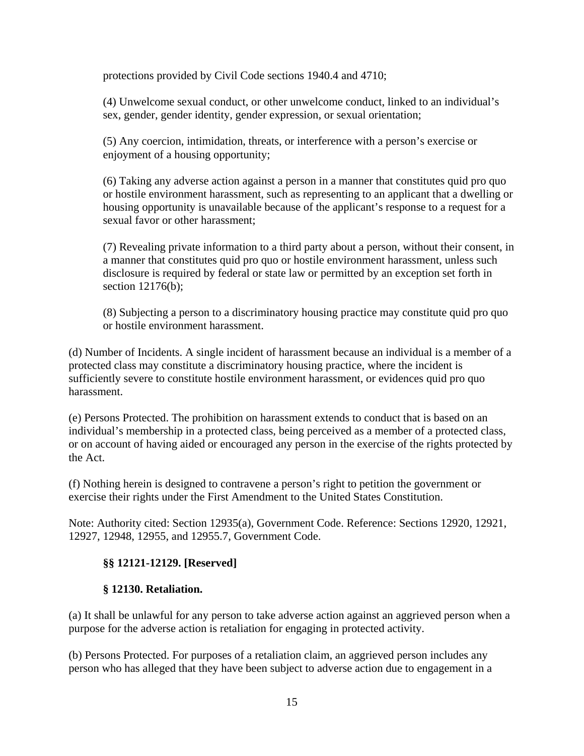protections provided by Civil Code sections 1940.4 and 4710;

(4) Unwelcome sexual conduct, or other unwelcome conduct, linked to an individual's sex, gender, gender identity, gender expression, or sexual orientation;

(5) Any coercion, intimidation, threats, or interference with a person's exercise or enjoyment of a housing opportunity;

(6) Taking any adverse action against a person in a manner that constitutes quid pro quo or hostile environment harassment, such as representing to an applicant that a dwelling or housing opportunity is unavailable because of the applicant's response to a request for a sexual favor or other harassment;

(7) Revealing private information to a third party about a person, without their consent, in a manner that constitutes quid pro quo or hostile environment harassment, unless such disclosure is required by federal or state law or permitted by an exception set forth in section 12176(b);

(8) Subjecting a person to a discriminatory housing practice may constitute quid pro quo or hostile environment harassment.

(d) Number of Incidents. A single incident of harassment because an individual is a member of a protected class may constitute a discriminatory housing practice, where the incident is sufficiently severe to constitute hostile environment harassment, or evidences quid pro quo harassment.

(e) Persons Protected. The prohibition on harassment extends to conduct that is based on an individual's membership in a protected class, being perceived as a member of a protected class, or on account of having aided or encouraged any person in the exercise of the rights protected by the Act.

(f) Nothing herein is designed to contravene a person's right to petition the government or exercise their rights under the First Amendment to the United States Constitution.

Note: Authority cited: Section 12935(a), Government Code. Reference: Sections 12920, 12921, 12927, 12948, 12955, and 12955.7, Government Code.

### §§ 12121-12129. [Reserved]

### § 12130. Retaliation.

(a) It shall be unlawful for any person to take adverse action against an aggrieved person when a purpose for the adverse action is retaliation for engaging in protected activity.

(b) Persons Protected. For purposes of a retaliation claim, an aggrieved person includes any person who has alleged that they have been subject to adverse action due to engagement in a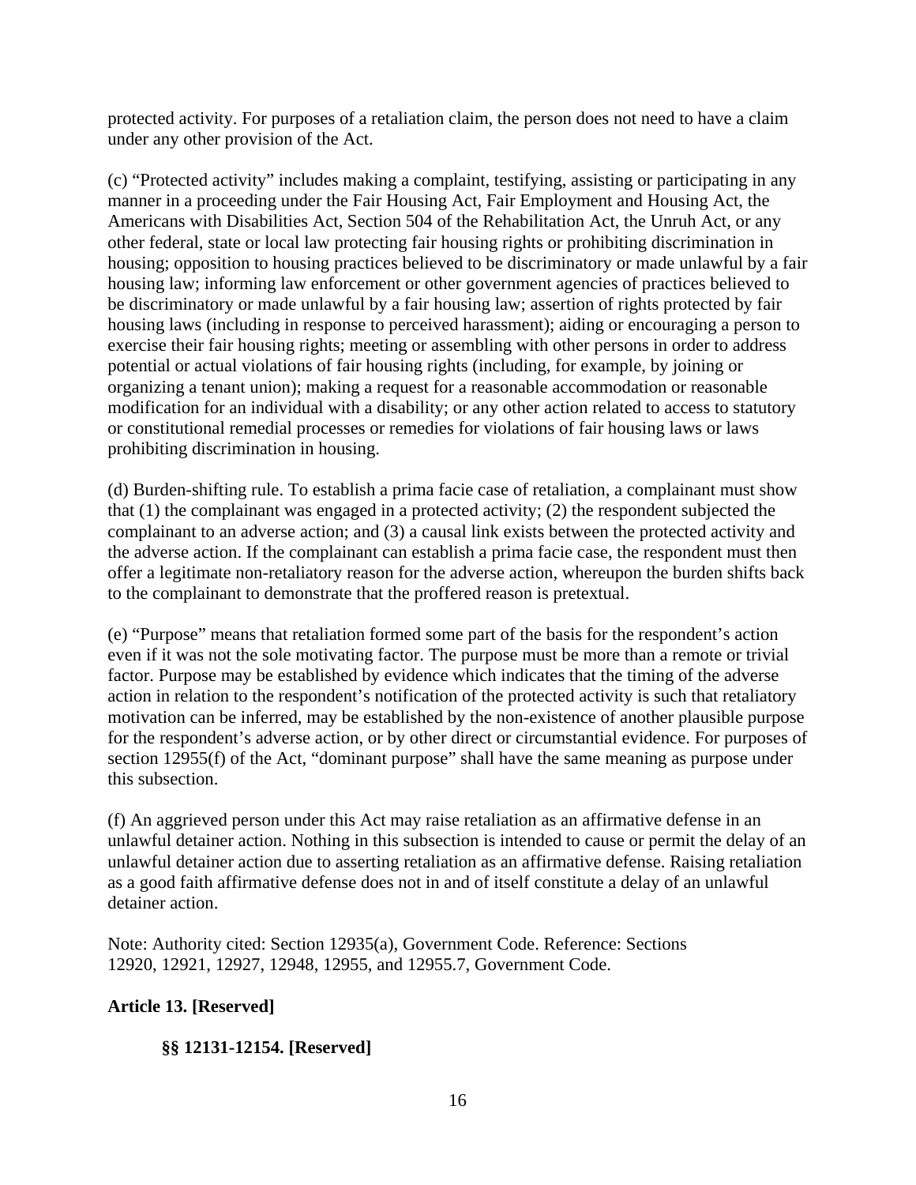protected activity. For purposes of a retaliation claim, the person does not need to have a claim under any other provision of the Act.

(c) "Protected activity" includes making a complaint, testifying, assisting or participating in any manner in a proceeding under the Fair Housing Act, Fair Employment and Housing Act, the Americans with Disabilities Act, Section 504 of the Rehabilitation Act, the Unruh Act, or any other federal, state or local law protecting fair housing rights or prohibiting discrimination in housing; opposition to housing practices believed to be discriminatory or made unlawful by a fair housing law; informing law enforcement or other government agencies of practices believed to be discriminatory or made unlawful by a fair housing law; assertion of rights protected by fair housing laws (including in response to perceived harassment); aiding or encouraging a person to exercise their fair housing rights; meeting or assembling with other persons in order to address potential or actual violations of fair housing rights (including, for example, by joining or organizing a tenant union); making a request for a reasonable accommodation or reasonable modification for an individual with a disability; or any other action related to access to statutory or constitutional remedial processes or remedies for violations of fair housing laws or laws prohibiting discrimination in housing.

(d) Burden-shifting rule. To establish a prima facie case of retaliation, a complainant must show that (1) the complainant was engaged in a protected activity; (2) the respondent subjected the complainant to an adverse action; and (3) a causal link exists between the protected activity and the adverse action. If the complainant can establish a prima facie case, the respondent must then offer a legitimate non-retaliatory reason for the adverse action, whereupon the burden shifts back to the complainant to demonstrate that the proffered reason is pretextual.

(e) "Purpose" means that retaliation formed some part of the basis for the respondent's action even if it was not the sole motivating factor. The purpose must be more than a remote or trivial factor. Purpose may be established by evidence which indicates that the timing of the adverse action in relation to the respondent's notification of the protected activity is such that retaliatory motivation can be inferred, may be established by the non-existence of another plausible purpose for the respondent's adverse action, or by other direct or circumstantial evidence. For purposes of section 12955(f) of the Act, "dominant purpose" shall have the same meaning as purpose under this subsection.

(f) An aggrieved person under this Act may raise retaliation as an affirmative defense in an unlawful detainer action. Nothing in this subsection is intended to cause or permit the delay of an unlawful detainer action due to asserting retaliation as an affirmative defense. Raising retaliation as a good faith affirmative defense does not in and of itself constitute a delay of an unlawful detainer action.

Note: Authority cited: Section 12935(a), Government Code. Reference: Sections 12920, 12921, 12927, 12948, 12955, and 12955.7, Government Code.

## Article 13. [Reserved]

### §§ 12131-12154. [Reserved]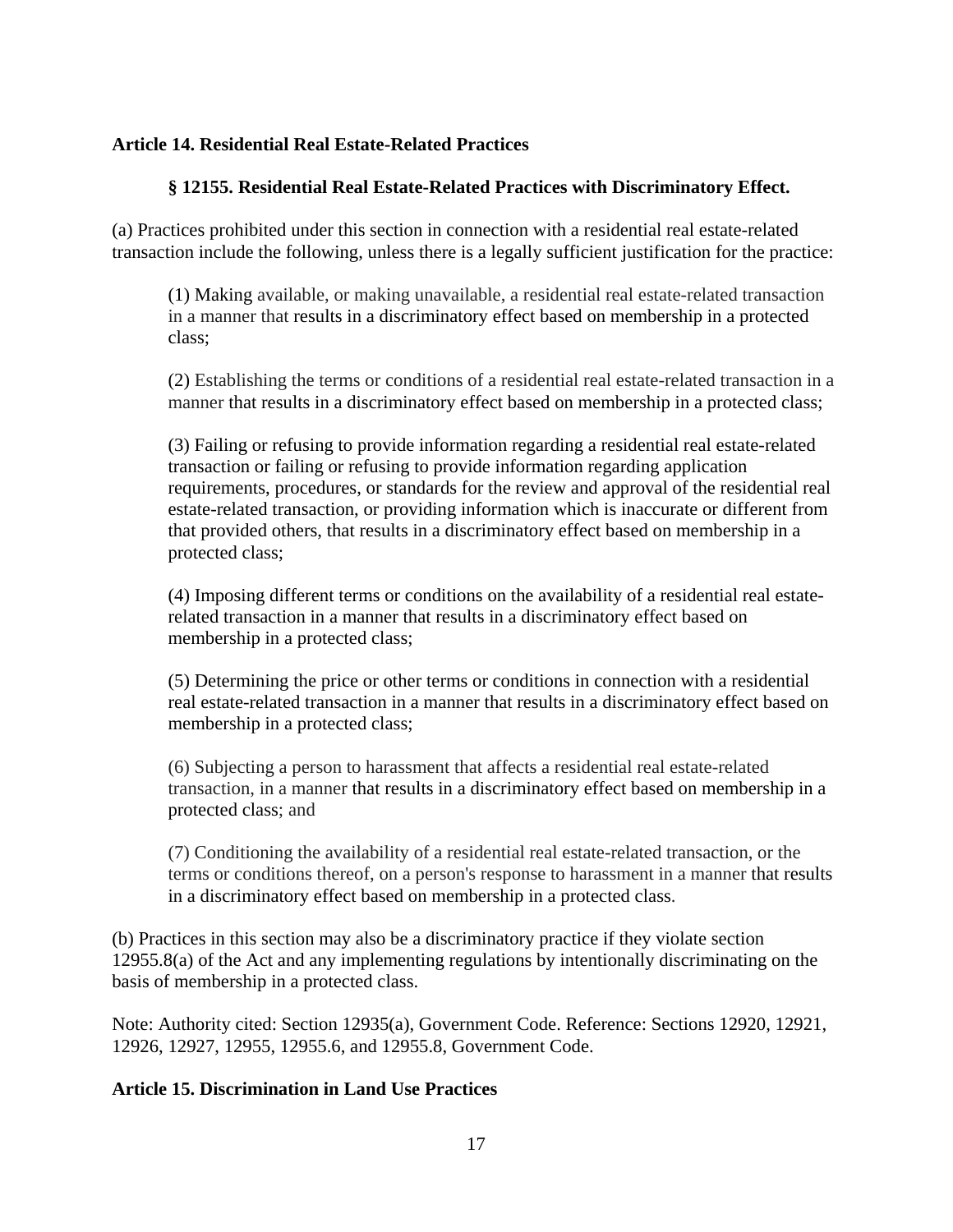**Article 14. Residential Real Estate-Related Practices**

**§ 12155. Residential Real Estate-Related Practices with Discriminatory Effect.**

(a) Practices prohibited under this section in connection with a residential real estate-related transaction include the following, unless there is a legally sufficient justification for the practice:

(1) Making available, or making unavailable, a residential real estate-related transaction in a manner that results in a discriminatory effect based on membership in a protected class;

(2) Establishing the terms or conditions of a residential real estate-related transaction in a manner that results in a discriminatory effect based on membership in a protected class;

(3) Failing or refusing to provide information regarding a residential real estate-related transaction or failing or refusing to provide information regarding application requirements, procedures, or standards for the review and approval of the residential real estate-related transaction, or providing information which is inaccurate or different from that provided others, that results in a discriminatory effect based on membership in a protected class;

(4) Imposing different terms or conditions on the availability of a residential real estate-related transaction in a manner that results in a discriminatory effect based on membership in a protected class;

(5) Determining the price or other terms or conditions in connection with a residential real estate-related transaction in a manner that results in a discriminatory effect based on membership in a protected class;

(6) Subjecting a person to harassment that affects a residential real estate-related transaction, in a manner that results in a discriminatory effect based on membership in a protected class; and

(7) Conditioning the availability of a residential real estate-related transaction, or the terms or conditions thereof, on a person's response to harassment in a manner that results in a discriminatory effect based on membership in a protected class.

(b) Practices in this section may also be a discriminatory practice if they violate section 12955.8(a) of the Act and any implementing regulations by intentionally discriminating on the basis of membership in a protected class.

Note: Authority cited: Section 12935(a), Government Code. Reference: Sections 12920, 12921, 12926, 12927, 12955, 12955.6, and 12955.8, Government Code.

**Article 15. Discrimination in Land Use Practices**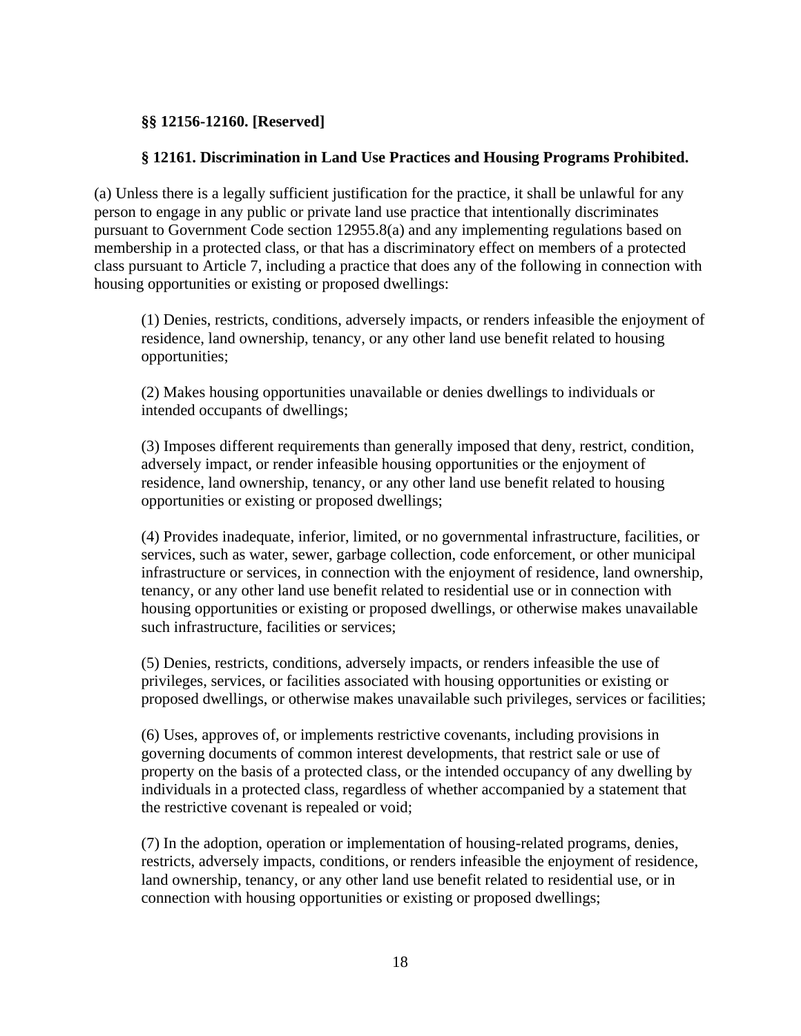**§§ 12156-12160. [Reserved]**

**§ 12161. Discrimination in Land Use Practices and Housing Programs Prohibited.**

(a) Unless there is a legally sufficient justification for the practice, it shall be unlawful for any person to engage in any public or private land use practice that intentionally discriminates pursuant to Government Code section 12955.8(a) and any implementing regulations based on membership in a protected class, or that has a discriminatory effect on members of a protected class pursuant to Article 7, including a practice that does any of the following in connection with housing opportunities or existing or proposed dwellings:

(1) Denies, restricts, conditions, adversely impacts, or renders infeasible the enjoyment of residence, land ownership, tenancy, or any other land use benefit related to housing opportunities;

(2) Makes housing opportunities unavailable or denies dwellings to individuals or intended occupants of dwellings;

(3) Imposes different requirements than generally imposed that deny, restrict, condition, adversely impact, or render infeasible housing opportunities or the enjoyment of residence, land ownership, tenancy, or any other land use benefit related to housing opportunities or existing or proposed dwellings;

(4) Provides inadequate, inferior, limited, or no governmental infrastructure, facilities, or services, such as water, sewer, garbage collection, code enforcement, or other municipal infrastructure or services, in connection with the enjoyment of residence, land ownership, tenancy, or any other land use benefit related to residential use or in connection with housing opportunities or existing or proposed dwellings, or otherwise makes unavailable such infrastructure, facilities or services;

(5) Denies, restricts, conditions, adversely impacts, or renders infeasible the use of privileges, services, or facilities associated with housing opportunities or existing or proposed dwellings, or otherwise makes unavailable such privileges, services or facilities;

(6) Uses, approves of, or implements restrictive covenants, including provisions in governing documents of common interest developments, that restrict sale or use of property on the basis of a protected class, or the intended occupancy of any dwelling by individuals in a protected class, regardless of whether accompanied by a statement that the restrictive covenant is repealed or void;

(7) In the adoption, operation or implementation of housing-related programs, denies, restricts, adversely impacts, conditions, or renders infeasible the enjoyment of residence, land ownership, tenancy, or any other land use benefit related to residential use, or in connection with housing opportunities or existing or proposed dwellings;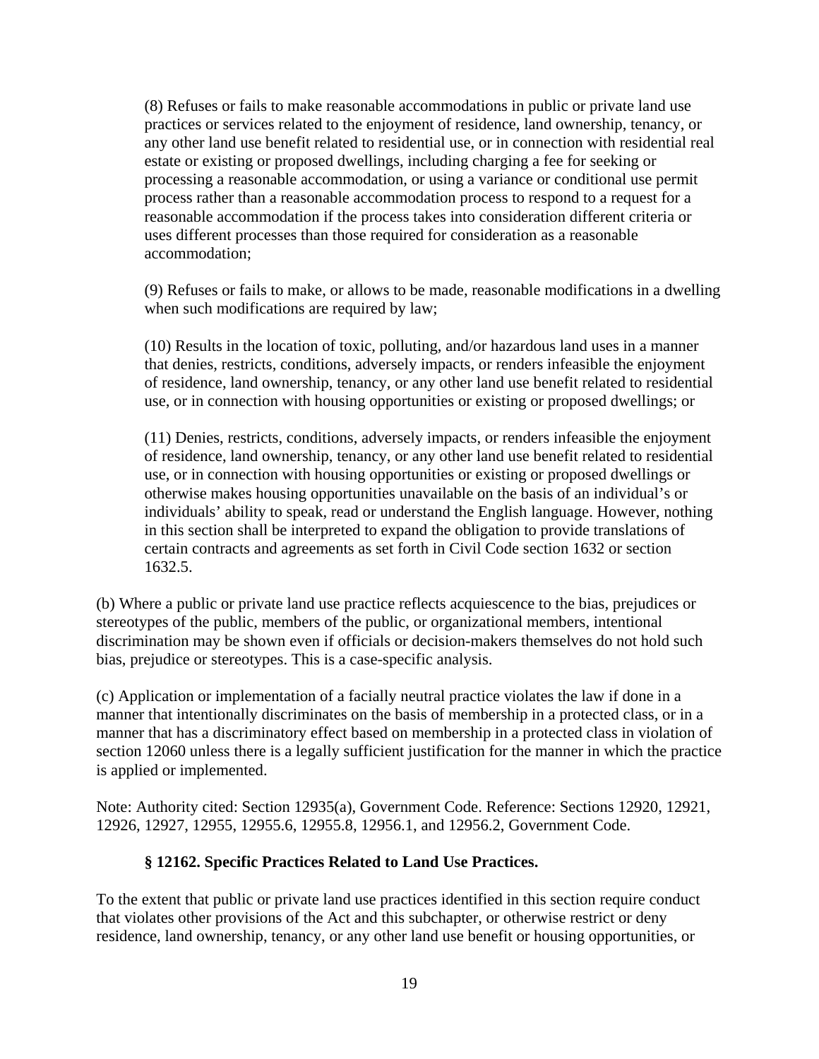(8) Refuses or fails to make reasonable accommodations in public or private land use practices or services related to the enjoyment of residence, land ownership, tenancy, or any other land use benefit related to residential use, or in connection with residential real estate or existing or proposed dwellings, including charging a fee for seeking or processing a reasonable accommodation, or using a variance or conditional use permit process rather than a reasonable accommodation process to respond to a request for a reasonable accommodation if the process takes into consideration different criteria or uses different processes than those required for consideration as a reasonable accommodation;

(9) Refuses or fails to make, or allows to be made, reasonable modifications in a dwelling when such modifications are required by law;

(10) Results in the location of toxic, polluting, and/or hazardous land uses in a manner that denies, restricts, conditions, adversely impacts, or renders infeasible the enjoyment of residence, land ownership, tenancy, or any other land use benefit related to residential use, or in connection with housing opportunities or existing or proposed dwellings; or

(11) Denies, restricts, conditions, adversely impacts, or renders infeasible the enjoyment of residence, land ownership, tenancy, or any other land use benefit related to residential use, or in connection with housing opportunities or existing or proposed dwellings or otherwise makes housing opportunities unavailable on the basis of an individual's or individuals' ability to speak, read or understand the English language. However, nothing in this section shall be interpreted to expand the obligation to provide translations of certain contracts and agreements as set forth in Civil Code section 1632 or section 1632.5.

(b) Where a public or private land use practice reflects acquiescence to the bias, prejudices or stereotypes of the public, members of the public, or organizational members, intentional discrimination may be shown even if officials or decision-makers themselves do not hold such bias, prejudice or stereotypes. This is a case-specific analysis.

(c) Application or implementation of a facially neutral practice violates the law if done in a manner that intentionally discriminates on the basis of membership in a protected class, or in a manner that has a discriminatory effect based on membership in a protected class in violation of section 12060 unless there is a legally sufficient justification for the manner in which the practice is applied or implemented.

Note: Authority cited: Section 12935(a), Government Code. Reference: Sections 12920, 12921, 12926, 12927, 12955, 12955.6, 12955.8, 12956.1, and 12956.2, Government Code.

### § 12162. Specific Practices Related to Land Use Practices.

To the extent that public or private land use practices identified in this section require conduct that violates other provisions of the Act and this subchapter, or otherwise restrict or deny residence, land ownership, tenancy, or any other land use benefit or housing opportunities, or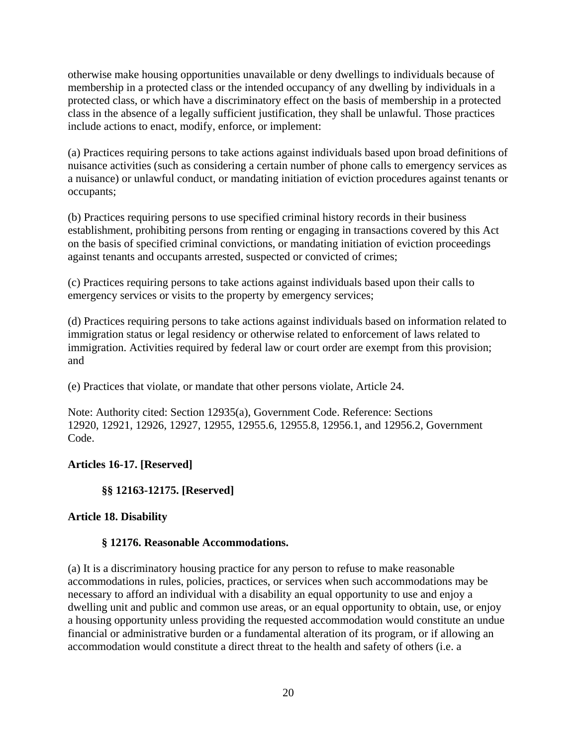otherwise make housing opportunities unavailable or deny dwellings to individuals because of membership in a protected class or the intended occupancy of any dwelling by individuals in a protected class, or which have a discriminatory effect on the basis of membership in a protected class in the absence of a legally sufficient justification, they shall be unlawful. Those practices include actions to enact, modify, enforce, or implement:

(a) Practices requiring persons to take actions against individuals based upon broad definitions of nuisance activities (such as considering a certain number of phone calls to emergency services as a nuisance) or unlawful conduct, or mandating initiation of eviction procedures against tenants or occupants;

(b) Practices requiring persons to use specified criminal history records in their business establishment, prohibiting persons from renting or engaging in transactions covered by this Act on the basis of specified criminal convictions, or mandating initiation of eviction proceedings against tenants and occupants arrested, suspected or convicted of crimes;

(c) Practices requiring persons to take actions against individuals based upon their calls to emergency services or visits to the property by emergency services;

(d) Practices requiring persons to take actions against individuals based on information related to immigration status or legal residency or otherwise related to enforcement of laws related to immigration. Activities required by federal law or court order are exempt from this provision; and

(e) Practices that violate, or mandate that other persons violate, Article 24.

Note: Authority cited: Section 12935(a), Government Code. Reference: Sections 12920, 12921, 12926, 12927, 12955, 12955.6, 12955.8, 12956.1, and 12956.2, Government Code.

## Articles 16-17. [Reserved]

### §§ 12163-12175. [Reserved]

## Article 18. Disability

### § 12176. Reasonable Accommodations.

(a) It is a discriminatory housing practice for any person to refuse to make reasonable accommodations in rules, policies, practices, or services when such accommodations may be necessary to afford an individual with a disability an equal opportunity to use and enjoy a dwelling unit and public and common use areas, or an equal opportunity to obtain, use, or enjoy a housing opportunity unless providing the requested accommodation would constitute an undue financial or administrative burden or a fundamental alteration of its program, or if allowing an accommodation would constitute a direct threat to the health and safety of others (i.e. a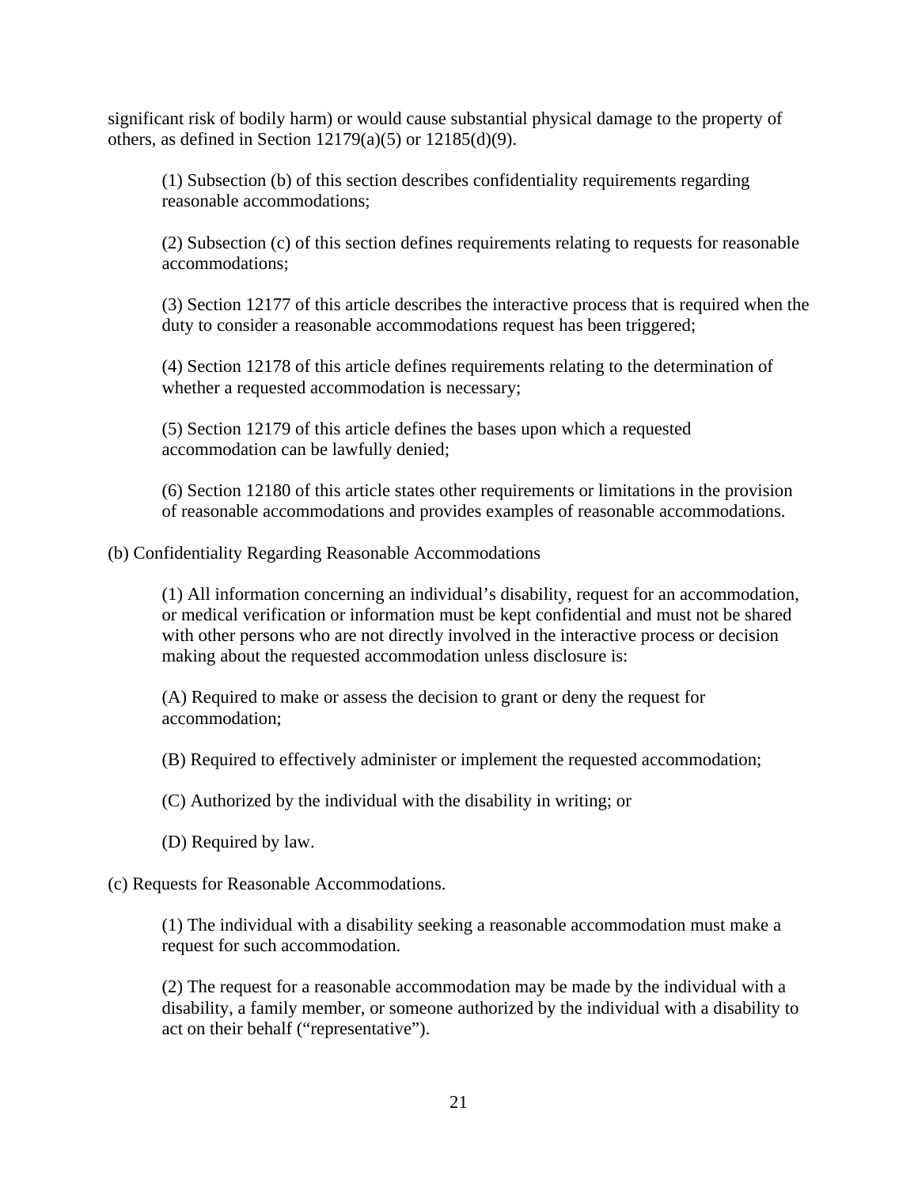significant risk of bodily harm) or would cause substantial physical damage to the property of others, as defined in Section 12179(a)(5) or 12185(d)(9).

(1) Subsection (b) of this section describes confidentiality requirements regarding reasonable accommodations;

(2) Subsection (c) of this section defines requirements relating to requests for reasonable accommodations;

(3) Section 12177 of this article describes the interactive process that is required when the duty to consider a reasonable accommodations request has been triggered;

(4) Section 12178 of this article defines requirements relating to the determination of whether a requested accommodation is necessary;

(5) Section 12179 of this article defines the bases upon which a requested accommodation can be lawfully denied;

(6) Section 12180 of this article states other requirements or limitations in the provision of reasonable accommodations and provides examples of reasonable accommodations.

(b) Confidentiality Regarding Reasonable Accommodations

(1) All information concerning an individual's disability, request for an accommodation, or medical verification or information must be kept confidential and must not be shared with other persons who are not directly involved in the interactive process or decision making about the requested accommodation unless disclosure is:

(A) Required to make or assess the decision to grant or deny the request for accommodation;

(B) Required to effectively administer or implement the requested accommodation;

(C) Authorized by the individual with the disability in writing; or

(D) Required by law.

(c) Requests for Reasonable Accommodations.

(1) The individual with a disability seeking a reasonable accommodation must make a request for such accommodation.

(2) The request for a reasonable accommodation may be made by the individual with a disability, a family member, or someone authorized by the individual with a disability to act on their behalf ("representative").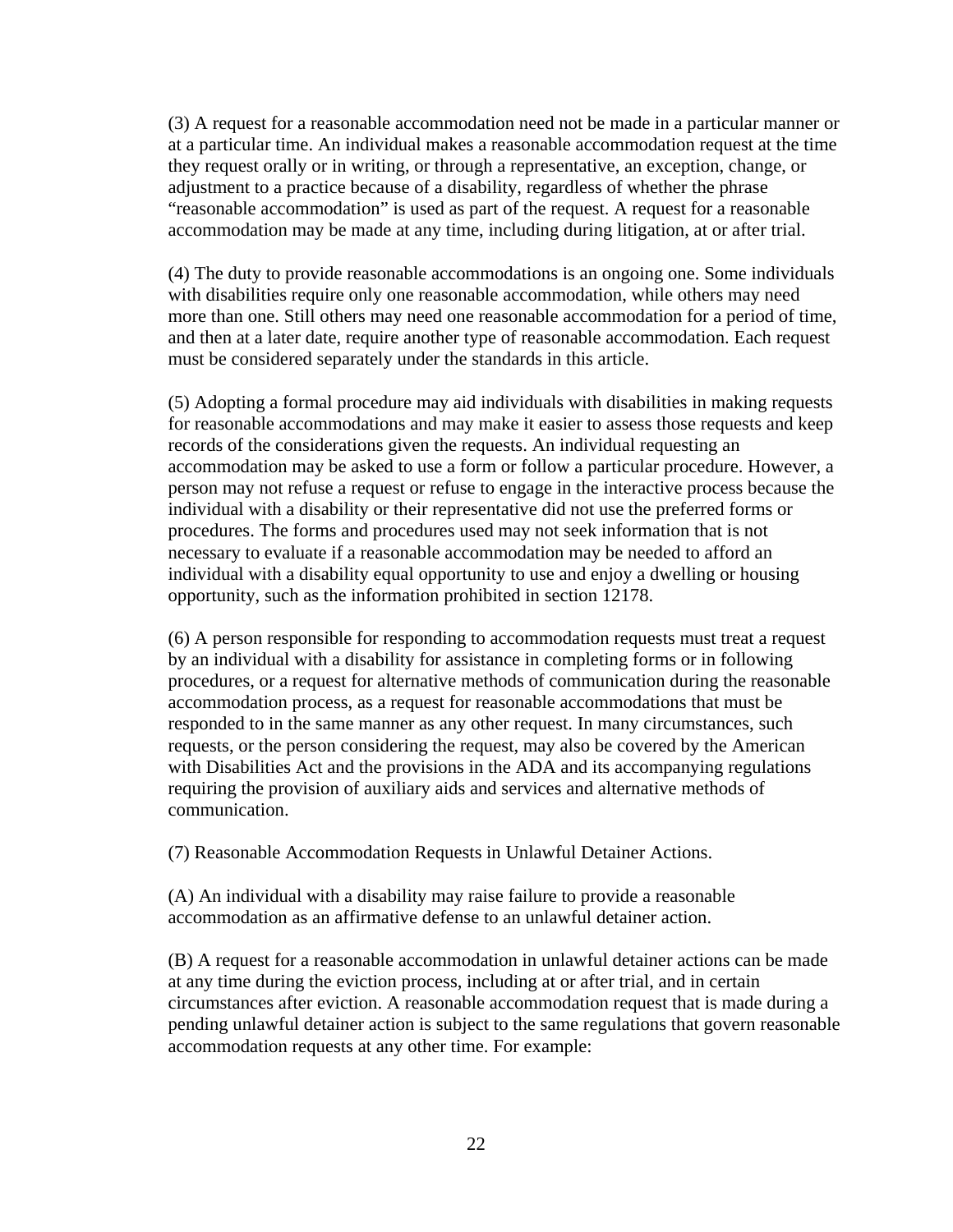(3) A request for a reasonable accommodation need not be made in a particular manner or at a particular time. An individual makes a reasonable accommodation request at the time they request orally or in writing, or through a representative, an exception, change, or adjustment to a practice because of a disability, regardless of whether the phrase "reasonable accommodation" is used as part of the request. A request for a reasonable accommodation may be made at any time, including during litigation, at or after trial.

(4) The duty to provide reasonable accommodations is an ongoing one. Some individuals with disabilities require only one reasonable accommodation, while others may need more than one. Still others may need one reasonable accommodation for a period of time, and then at a later date, require another type of reasonable accommodation. Each request must be considered separately under the standards in this article.

(5) Adopting a formal procedure may aid individuals with disabilities in making requests for reasonable accommodations and may make it easier to assess those requests and keep records of the considerations given the requests. An individual requesting an accommodation may be asked to use a form or follow a particular procedure. However, a person may not refuse a request or refuse to engage in the interactive process because the individual with a disability or their representative did not use the preferred forms or procedures. The forms and procedures used may not seek information that is not necessary to evaluate if a reasonable accommodation may be needed to afford an individual with a disability equal opportunity to use and enjoy a dwelling or housing opportunity, such as the information prohibited in section 12178.

(6) A person responsible for responding to accommodation requests must treat a request by an individual with a disability for assistance in completing forms or in following procedures, or a request for alternative methods of communication during the reasonable accommodation process, as a request for reasonable accommodations that must be responded to in the same manner as any other request. In many circumstances, such requests, or the person considering the request, may also be covered by the American with Disabilities Act and the provisions in the ADA and its accompanying regulations requiring the provision of auxiliary aids and services and alternative methods of communication.

(7) Reasonable Accommodation Requests in Unlawful Detainer Actions.

(A) An individual with a disability may raise failure to provide a reasonable accommodation as an affirmative defense to an unlawful detainer action.

(B) A request for a reasonable accommodation in unlawful detainer actions can be made at any time during the eviction process, including at or after trial, and in certain circumstances after eviction. A reasonable accommodation request that is made during a pending unlawful detainer action is subject to the same regulations that govern reasonable accommodation requests at any other time. For example: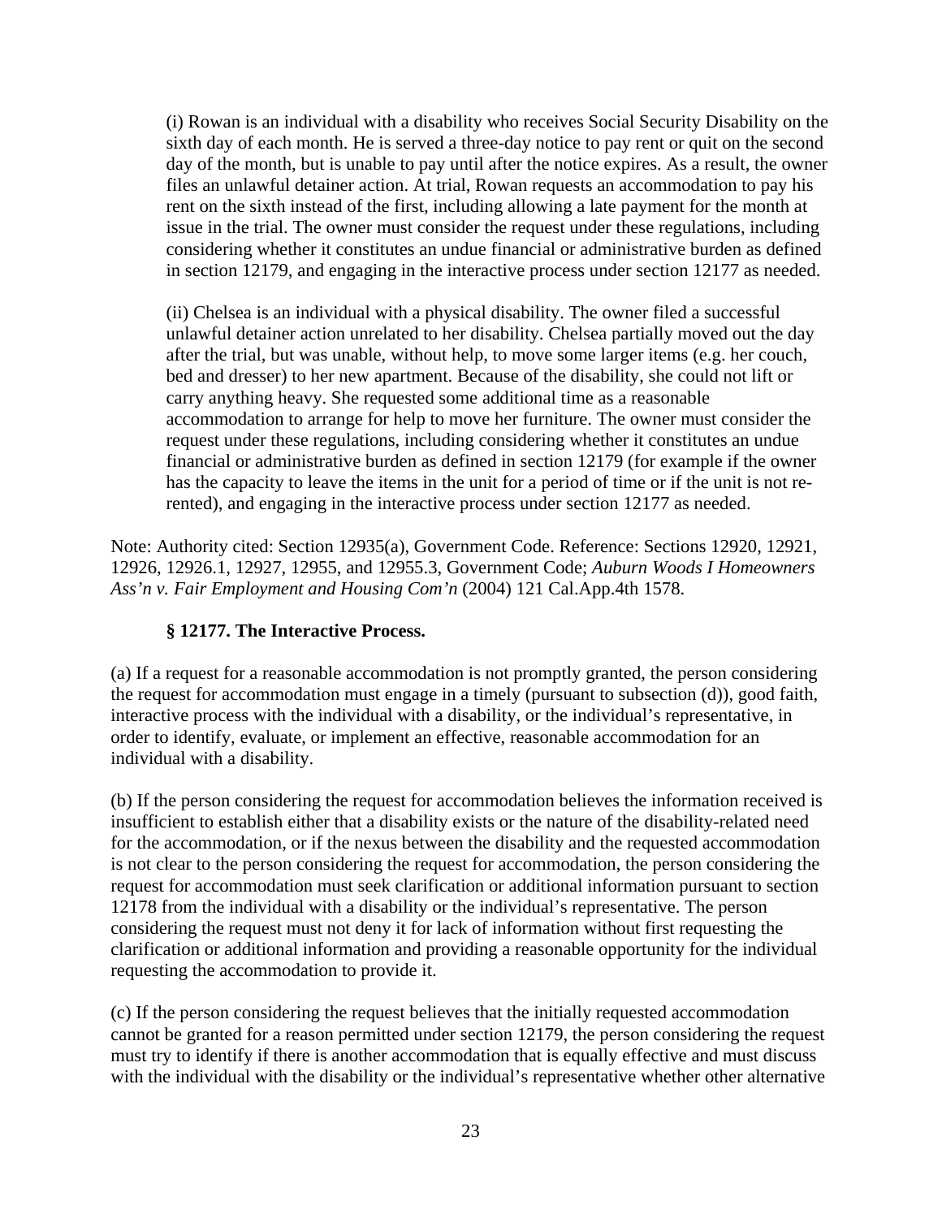(i) Rowan is an individual with a disability who receives Social Security Disability on the sixth day of each month. He is served a three-day notice to pay rent or quit on the second day of the month, but is unable to pay until after the notice expires. As a result, the owner files an unlawful detainer action. At trial, Rowan requests an accommodation to pay his rent on the sixth instead of the first, including allowing a late payment for the month at issue in the trial. The owner must consider the request under these regulations, including considering whether it constitutes an undue financial or administrative burden as defined in section 12179, and engaging in the interactive process under section 12177 as needed.

(ii) Chelsea is an individual with a physical disability. The owner filed a successful unlawful detainer action unrelated to her disability. Chelsea partially moved out the day after the trial, but was unable, without help, to move some larger items (e.g. her couch, bed and dresser) to her new apartment. Because of the disability, she could not lift or carry anything heavy. She requested some additional time as a reasonable accommodation to arrange for help to move her furniture. The owner must consider the request under these regulations, including considering whether it constitutes an undue financial or administrative burden as defined in section 12179 (for example if the owner has the capacity to leave the items in the unit for a period of time or if the unit is not re-rented), and engaging in the interactive process under section 12177 as needed.

Note: Authority cited: Section 12935(a), Government Code. Reference: Sections 12920, 12921, 12926, 12926.1, 12927, 12955, and 12955.3, Government Code; *Auburn Woods I Homeowners Ass'n v. Fair Employment and Housing Com'n* (2004) 121 Cal.App.4th 1578.

### § 12177. The Interactive Process.

(a) If a request for a reasonable accommodation is not promptly granted, the person considering the request for accommodation must engage in a timely (pursuant to subsection (d)), good faith, interactive process with the individual with a disability, or the individual's representative, in order to identify, evaluate, or implement an effective, reasonable accommodation for an individual with a disability.

(b) If the person considering the request for accommodation believes the information received is insufficient to establish either that a disability exists or the nature of the disability-related need for the accommodation, or if the nexus between the disability and the requested accommodation is not clear to the person considering the request for accommodation, the person considering the request for accommodation must seek clarification or additional information pursuant to section 12178 from the individual with a disability or the individual's representative. The person considering the request must not deny it for lack of information without first requesting the clarification or additional information and providing a reasonable opportunity for the individual requesting the accommodation to provide it.

(c) If the person considering the request believes that the initially requested accommodation cannot be granted for a reason permitted under section 12179, the person considering the request must try to identify if there is another accommodation that is equally effective and must discuss with the individual with the disability or the individual's representative whether other alternative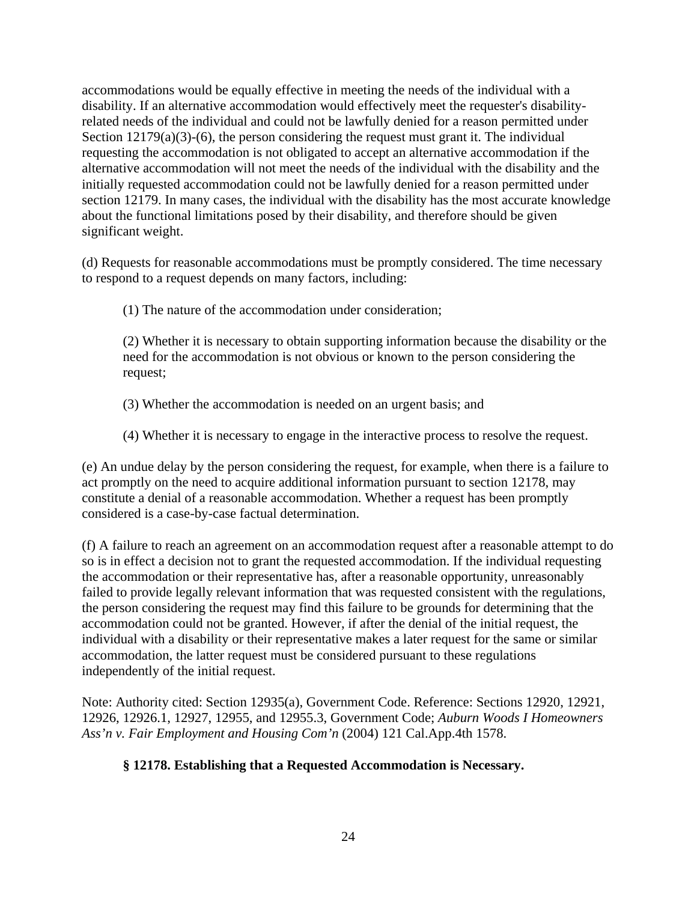accommodations would be equally effective in meeting the needs of the individual with a disability. If an alternative accommodation would effectively meet the requester's disability-related needs of the individual and could not be lawfully denied for a reason permitted under Section 12179(a)(3)-(6), the person considering the request must grant it. The individual requesting the accommodation is not obligated to accept an alternative accommodation if the alternative accommodation will not meet the needs of the individual with the disability and the initially requested accommodation could not be lawfully denied for a reason permitted under section 12179. In many cases, the individual with the disability has the most accurate knowledge about the functional limitations posed by their disability, and therefore should be given significant weight.

(d) Requests for reasonable accommodations must be promptly considered. The time necessary to respond to a request depends on many factors, including:

(1) The nature of the accommodation under consideration;

(2) Whether it is necessary to obtain supporting information because the disability or the need for the accommodation is not obvious or known to the person considering the request;

(3) Whether the accommodation is needed on an urgent basis; and

(4) Whether it is necessary to engage in the interactive process to resolve the request.

(e) An undue delay by the person considering the request, for example, when there is a failure to act promptly on the need to acquire additional information pursuant to section 12178, may constitute a denial of a reasonable accommodation. Whether a request has been promptly considered is a case-by-case factual determination.

(f) A failure to reach an agreement on an accommodation request after a reasonable attempt to do so is in effect a decision not to grant the requested accommodation. If the individual requesting the accommodation or their representative has, after a reasonable opportunity, unreasonably failed to provide legally relevant information that was requested consistent with the regulations, the person considering the request may find this failure to be grounds for determining that the accommodation could not be granted. However, if after the denial of the initial request, the individual with a disability or their representative makes a later request for the same or similar accommodation, the latter request must be considered pursuant to these regulations independently of the initial request.

Note: Authority cited: Section 12935(a), Government Code. Reference: Sections 12920, 12921, 12926, 12926.1, 12927, 12955, and 12955.3, Government Code; *Auburn Woods I Homeowners Ass'n v. Fair Employment and Housing Com'n* (2004) 121 Cal.App.4th 1578.

**§ 12178. Establishing that a Requested Accommodation is Necessary.**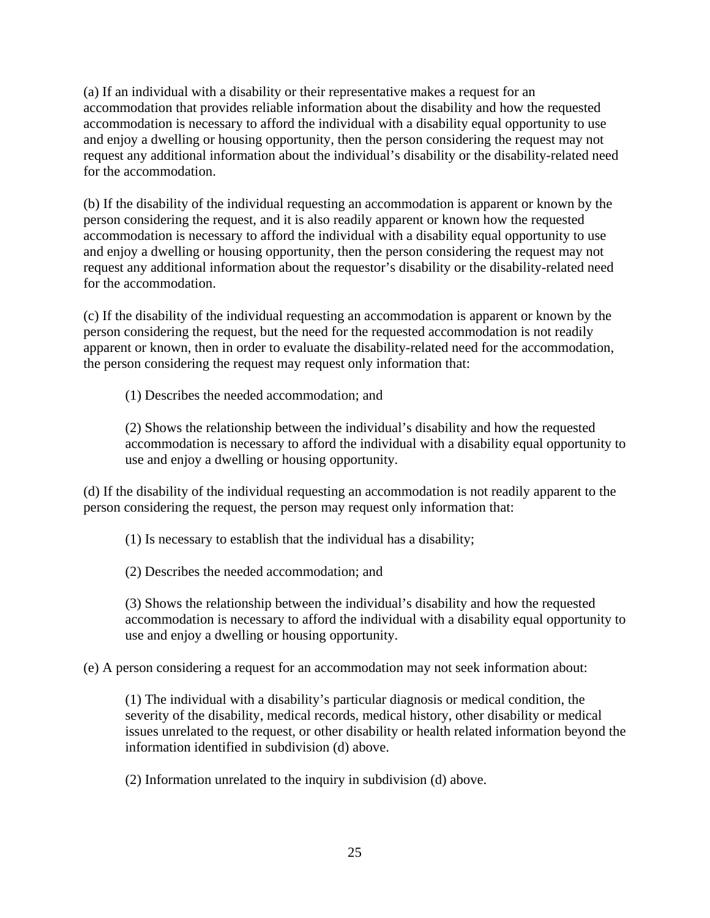(a) If an individual with a disability or their representative makes a request for an accommodation that provides reliable information about the disability and how the requested accommodation is necessary to afford the individual with a disability equal opportunity to use and enjoy a dwelling or housing opportunity, then the person considering the request may not request any additional information about the individual's disability or the disability-related need for the accommodation.

(b) If the disability of the individual requesting an accommodation is apparent or known by the person considering the request, and it is also readily apparent or known how the requested accommodation is necessary to afford the individual with a disability equal opportunity to use and enjoy a dwelling or housing opportunity, then the person considering the request may not request any additional information about the requestor's disability or the disability-related need for the accommodation.

(c) If the disability of the individual requesting an accommodation is apparent or known by the person considering the request, but the need for the requested accommodation is not readily apparent or known, then in order to evaluate the disability-related need for the accommodation, the person considering the request may request only information that:

> (1) Describes the needed accommodation; and
>
> (2) Shows the relationship between the individual's disability and how the requested accommodation is necessary to afford the individual with a disability equal opportunity to use and enjoy a dwelling or housing opportunity.

(d) If the disability of the individual requesting an accommodation is not readily apparent to the person considering the request, the person may request only information that:

> (1) Is necessary to establish that the individual has a disability;
>
> (2) Describes the needed accommodation; and
>
> (3) Shows the relationship between the individual's disability and how the requested accommodation is necessary to afford the individual with a disability equal opportunity to use and enjoy a dwelling or housing opportunity.

(e) A person considering a request for an accommodation may not seek information about:

> (1) The individual with a disability's particular diagnosis or medical condition, the severity of the disability, medical records, medical history, other disability or medical issues unrelated to the request, or other disability or health related information beyond the information identified in subdivision (d) above.
>
> (2) Information unrelated to the inquiry in subdivision (d) above.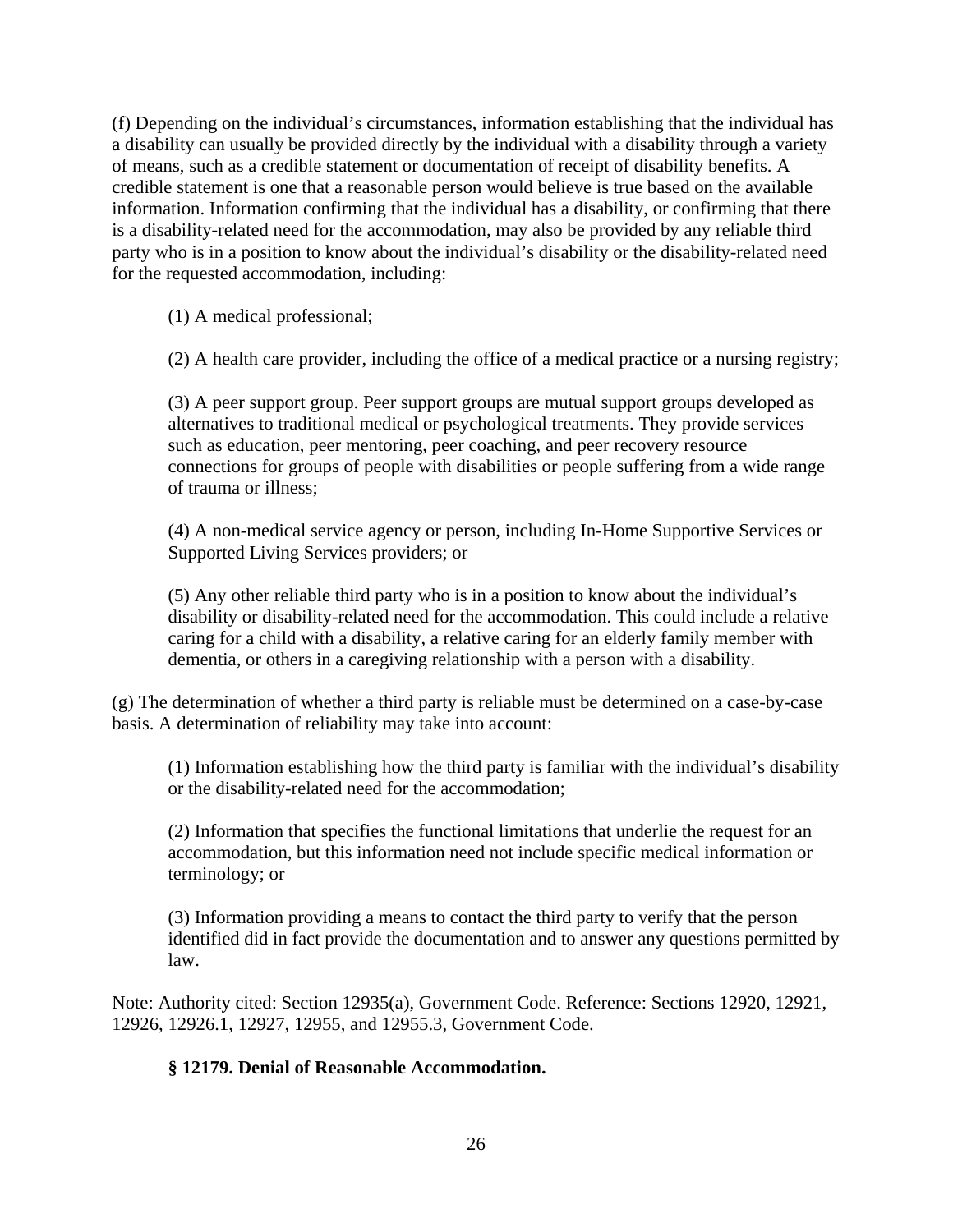(f) Depending on the individual’s circumstances, information establishing that the individual has a disability can usually be provided directly by the individual with a disability through a variety of means, such as a credible statement or documentation of receipt of disability benefits. A credible statement is one that a reasonable person would believe is true based on the available information. Information confirming that the individual has a disability, or confirming that there is a disability-related need for the accommodation, may also be provided by any reliable third party who is in a position to know about the individual’s disability or the disability-related need for the requested accommodation, including:

(1) A medical professional;

(2) A health care provider, including the office of a medical practice or a nursing registry;

(3) A peer support group. Peer support groups are mutual support groups developed as alternatives to traditional medical or psychological treatments. They provide services such as education, peer mentoring, peer coaching, and peer recovery resource connections for groups of people with disabilities or people suffering from a wide range of trauma or illness;

(4) A non-medical service agency or person, including In-Home Supportive Services or Supported Living Services providers; or

(5) Any other reliable third party who is in a position to know about the individual’s disability or disability-related need for the accommodation. This could include a relative caring for a child with a disability, a relative caring for an elderly family member with dementia, or others in a caregiving relationship with a person with a disability.

(g) The determination of whether a third party is reliable must be determined on a case-by-case basis. A determination of reliability may take into account:

(1) Information establishing how the third party is familiar with the individual’s disability or the disability-related need for the accommodation;

(2) Information that specifies the functional limitations that underlie the request for an accommodation, but this information need not include specific medical information or terminology; or

(3) Information providing a means to contact the third party to verify that the person identified did in fact provide the documentation and to answer any questions permitted by law.

Note: Authority cited: Section 12935(a), Government Code. Reference: Sections 12920, 12921, 12926, 12926.1, 12927, 12955, and 12955.3, Government Code.

**§ 12179. Denial of Reasonable Accommodation.**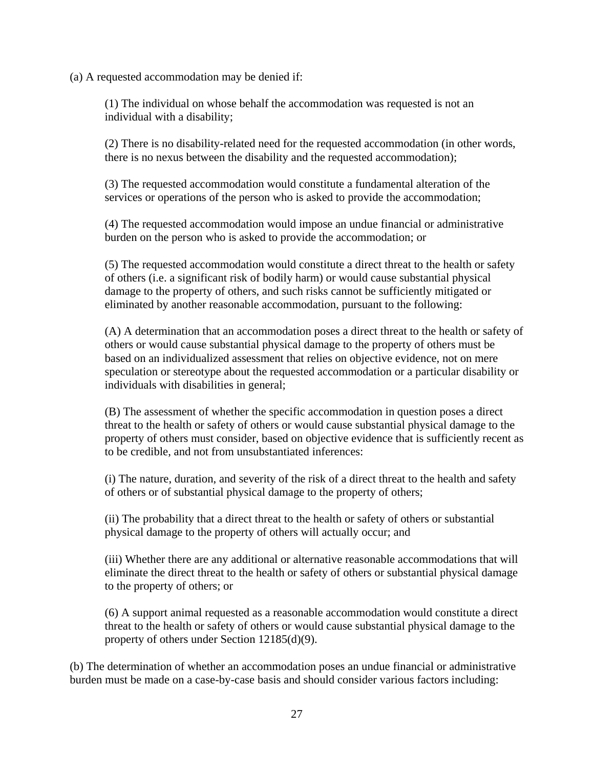(a) A requested accommodation may be denied if:

(1) The individual on whose behalf the accommodation was requested is not an individual with a disability;

(2) There is no disability-related need for the requested accommodation (in other words, there is no nexus between the disability and the requested accommodation);

(3) The requested accommodation would constitute a fundamental alteration of the services or operations of the person who is asked to provide the accommodation;

(4) The requested accommodation would impose an undue financial or administrative burden on the person who is asked to provide the accommodation; or

(5) The requested accommodation would constitute a direct threat to the health or safety of others (i.e. a significant risk of bodily harm) or would cause substantial physical damage to the property of others, and such risks cannot be sufficiently mitigated or eliminated by another reasonable accommodation, pursuant to the following:

(A) A determination that an accommodation poses a direct threat to the health or safety of others or would cause substantial physical damage to the property of others must be based on an individualized assessment that relies on objective evidence, not on mere speculation or stereotype about the requested accommodation or a particular disability or individuals with disabilities in general;

(B) The assessment of whether the specific accommodation in question poses a direct threat to the health or safety of others or would cause substantial physical damage to the property of others must consider, based on objective evidence that is sufficiently recent as to be credible, and not from unsubstantiated inferences:

(i) The nature, duration, and severity of the risk of a direct threat to the health and safety of others or of substantial physical damage to the property of others;

(ii) The probability that a direct threat to the health or safety of others or substantial physical damage to the property of others will actually occur; and

(iii) Whether there are any additional or alternative reasonable accommodations that will eliminate the direct threat to the health or safety of others or substantial physical damage to the property of others; or

(6) A support animal requested as a reasonable accommodation would constitute a direct threat to the health or safety of others or would cause substantial physical damage to the property of others under Section 12185(d)(9).

(b) The determination of whether an accommodation poses an undue financial or administrative burden must be made on a case-by-case basis and should consider various factors including: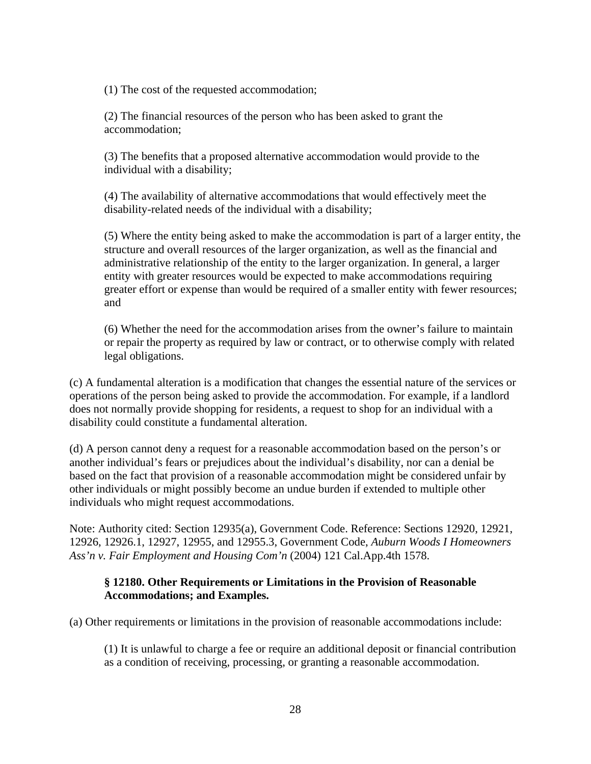(1) The cost of the requested accommodation;

(2) The financial resources of the person who has been asked to grant the accommodation;

(3) The benefits that a proposed alternative accommodation would provide to the individual with a disability;

(4) The availability of alternative accommodations that would effectively meet the disability-related needs of the individual with a disability;

(5) Where the entity being asked to make the accommodation is part of a larger entity, the structure and overall resources of the larger organization, as well as the financial and administrative relationship of the entity to the larger organization. In general, a larger entity with greater resources would be expected to make accommodations requiring greater effort or expense than would be required of a smaller entity with fewer resources; and

(6) Whether the need for the accommodation arises from the owner's failure to maintain or repair the property as required by law or contract, or to otherwise comply with related legal obligations.

(c) A fundamental alteration is a modification that changes the essential nature of the services or operations of the person being asked to provide the accommodation. For example, if a landlord does not normally provide shopping for residents, a request to shop for an individual with a disability could constitute a fundamental alteration.

(d) A person cannot deny a request for a reasonable accommodation based on the person's or another individual's fears or prejudices about the individual's disability, nor can a denial be based on the fact that provision of a reasonable accommodation might be considered unfair by other individuals or might possibly become an undue burden if extended to multiple other individuals who might request accommodations.

Note: Authority cited: Section 12935(a), Government Code. Reference: Sections 12920, 12921, 12926, 12926.1, 12927, 12955, and 12955.3, Government Code, *Auburn Woods I Homeowners Ass'n v. Fair Employment and Housing Com'n* (2004) 121 Cal.App.4th 1578.

### § 12180. Other Requirements or Limitations in the Provision of Reasonable Accommodations; and Examples.

(a) Other requirements or limitations in the provision of reasonable accommodations include:

(1) It is unlawful to charge a fee or require an additional deposit or financial contribution as a condition of receiving, processing, or granting a reasonable accommodation.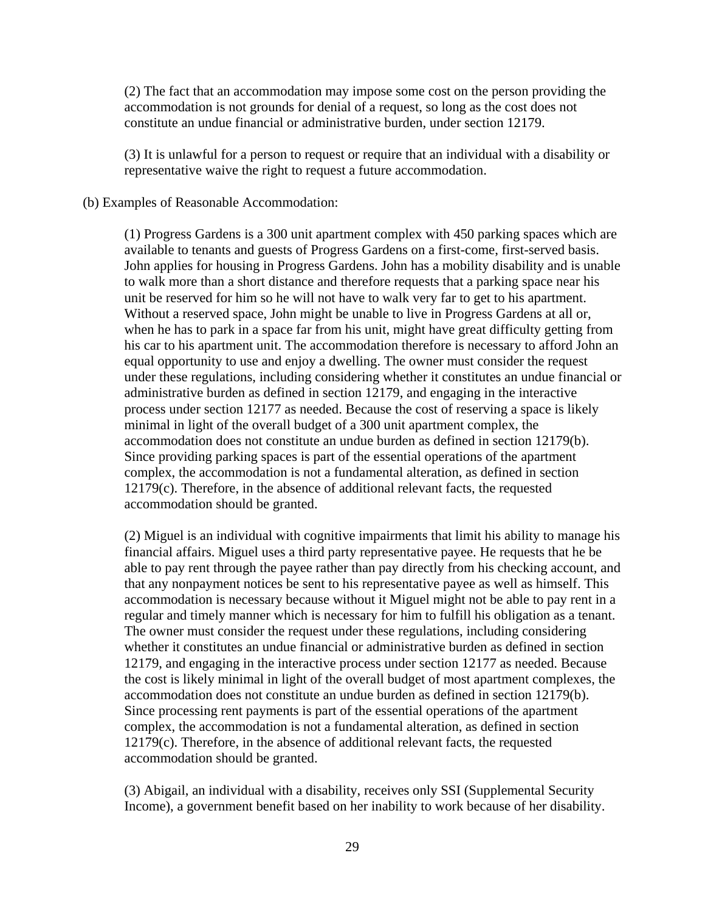(2) The fact that an accommodation may impose some cost on the person providing the accommodation is not grounds for denial of a request, so long as the cost does not constitute an undue financial or administrative burden, under section 12179.

(3) It is unlawful for a person to request or require that an individual with a disability or representative waive the right to request a future accommodation.

(b) Examples of Reasonable Accommodation:

(1) Progress Gardens is a 300 unit apartment complex with 450 parking spaces which are available to tenants and guests of Progress Gardens on a first-come, first-served basis. John applies for housing in Progress Gardens. John has a mobility disability and is unable to walk more than a short distance and therefore requests that a parking space near his unit be reserved for him so he will not have to walk very far to get to his apartment. Without a reserved space, John might be unable to live in Progress Gardens at all or, when he has to park in a space far from his unit, might have great difficulty getting from his car to his apartment unit. The accommodation therefore is necessary to afford John an equal opportunity to use and enjoy a dwelling. The owner must consider the request under these regulations, including considering whether it constitutes an undue financial or administrative burden as defined in section 12179, and engaging in the interactive process under section 12177 as needed. Because the cost of reserving a space is likely minimal in light of the overall budget of a 300 unit apartment complex, the accommodation does not constitute an undue burden as defined in section 12179(b). Since providing parking spaces is part of the essential operations of the apartment complex, the accommodation is not a fundamental alteration, as defined in section 12179(c). Therefore, in the absence of additional relevant facts, the requested accommodation should be granted.

(2) Miguel is an individual with cognitive impairments that limit his ability to manage his financial affairs. Miguel uses a third party representative payee. He requests that he be able to pay rent through the payee rather than pay directly from his checking account, and that any nonpayment notices be sent to his representative payee as well as himself. This accommodation is necessary because without it Miguel might not be able to pay rent in a regular and timely manner which is necessary for him to fulfill his obligation as a tenant. The owner must consider the request under these regulations, including considering whether it constitutes an undue financial or administrative burden as defined in section 12179, and engaging in the interactive process under section 12177 as needed. Because the cost is likely minimal in light of the overall budget of most apartment complexes, the accommodation does not constitute an undue burden as defined in section 12179(b). Since processing rent payments is part of the essential operations of the apartment complex, the accommodation is not a fundamental alteration, as defined in section 12179(c). Therefore, in the absence of additional relevant facts, the requested accommodation should be granted.

(3) Abigail, an individual with a disability, receives only SSI (Supplemental Security Income), a government benefit based on her inability to work because of her disability.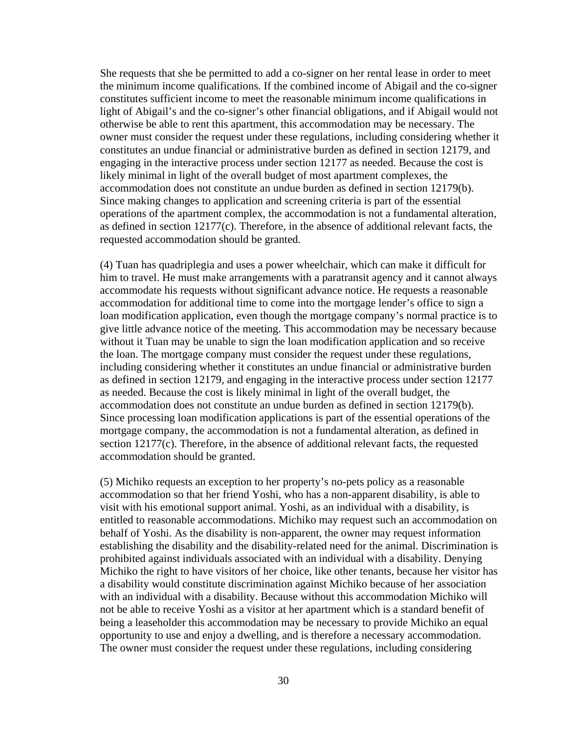She requests that she be permitted to add a co-signer on her rental lease in order to meet the minimum income qualifications. If the combined income of Abigail and the co-signer constitutes sufficient income to meet the reasonable minimum income qualifications in light of Abigail's and the co-signer's other financial obligations, and if Abigail would not otherwise be able to rent this apartment, this accommodation may be necessary. The owner must consider the request under these regulations, including considering whether it constitutes an undue financial or administrative burden as defined in section 12179, and engaging in the interactive process under section 12177 as needed. Because the cost is likely minimal in light of the overall budget of most apartment complexes, the accommodation does not constitute an undue burden as defined in section 12179(b). Since making changes to application and screening criteria is part of the essential operations of the apartment complex, the accommodation is not a fundamental alteration, as defined in section 12177(c). Therefore, in the absence of additional relevant facts, the requested accommodation should be granted.

(4) Tuan has quadriplegia and uses a power wheelchair, which can make it difficult for him to travel. He must make arrangements with a paratransit agency and it cannot always accommodate his requests without significant advance notice. He requests a reasonable accommodation for additional time to come into the mortgage lender's office to sign a loan modification application, even though the mortgage company's normal practice is to give little advance notice of the meeting. This accommodation may be necessary because without it Tuan may be unable to sign the loan modification application and so receive the loan. The mortgage company must consider the request under these regulations, including considering whether it constitutes an undue financial or administrative burden as defined in section 12179, and engaging in the interactive process under section 12177 as needed. Because the cost is likely minimal in light of the overall budget, the accommodation does not constitute an undue burden as defined in section 12179(b). Since processing loan modification applications is part of the essential operations of the mortgage company, the accommodation is not a fundamental alteration, as defined in section 12177(c). Therefore, in the absence of additional relevant facts, the requested accommodation should be granted.

(5) Michiko requests an exception to her property's no-pets policy as a reasonable accommodation so that her friend Yoshi, who has a non-apparent disability, is able to visit with his emotional support animal. Yoshi, as an individual with a disability, is entitled to reasonable accommodations. Michiko may request such an accommodation on behalf of Yoshi. As the disability is non-apparent, the owner may request information establishing the disability and the disability-related need for the animal. Discrimination is prohibited against individuals associated with an individual with a disability. Denying Michiko the right to have visitors of her choice, like other tenants, because her visitor has a disability would constitute discrimination against Michiko because of her association with an individual with a disability. Because without this accommodation Michiko will not be able to receive Yoshi as a visitor at her apartment which is a standard benefit of being a leaseholder this accommodation may be necessary to provide Michiko an equal opportunity to use and enjoy a dwelling, and is therefore a necessary accommodation. The owner must consider the request under these regulations, including considering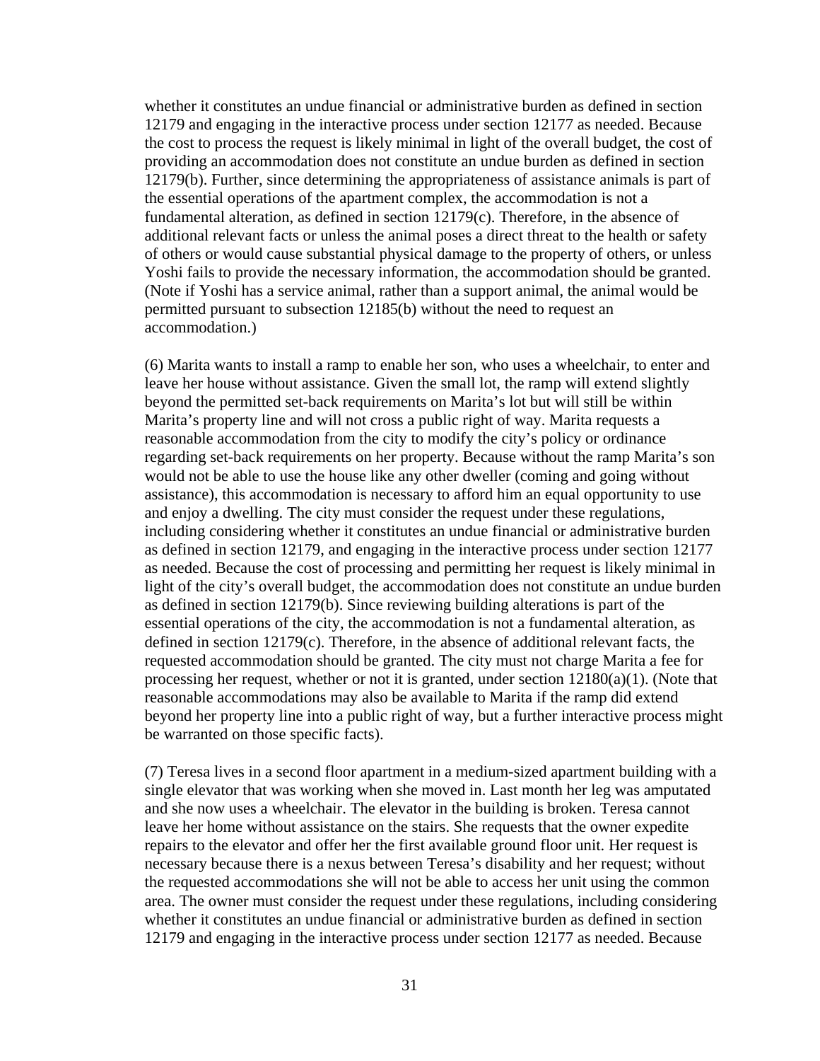whether it constitutes an undue financial or administrative burden as defined in section 12179 and engaging in the interactive process under section 12177 as needed. Because the cost to process the request is likely minimal in light of the overall budget, the cost of providing an accommodation does not constitute an undue burden as defined in section 12179(b). Further, since determining the appropriateness of assistance animals is part of the essential operations of the apartment complex, the accommodation is not a fundamental alteration, as defined in section 12179(c). Therefore, in the absence of additional relevant facts or unless the animal poses a direct threat to the health or safety of others or would cause substantial physical damage to the property of others, or unless Yoshi fails to provide the necessary information, the accommodation should be granted. (Note if Yoshi has a service animal, rather than a support animal, the animal would be permitted pursuant to subsection 12185(b) without the need to request an accommodation.)

(6) Marita wants to install a ramp to enable her son, who uses a wheelchair, to enter and leave her house without assistance. Given the small lot, the ramp will extend slightly beyond the permitted set-back requirements on Marita's lot but will still be within Marita's property line and will not cross a public right of way. Marita requests a reasonable accommodation from the city to modify the city's policy or ordinance regarding set-back requirements on her property. Because without the ramp Marita's son would not be able to use the house like any other dweller (coming and going without assistance), this accommodation is necessary to afford him an equal opportunity to use and enjoy a dwelling. The city must consider the request under these regulations, including considering whether it constitutes an undue financial or administrative burden as defined in section 12179, and engaging in the interactive process under section 12177 as needed. Because the cost of processing and permitting her request is likely minimal in light of the city's overall budget, the accommodation does not constitute an undue burden as defined in section 12179(b). Since reviewing building alterations is part of the essential operations of the city, the accommodation is not a fundamental alteration, as defined in section 12179(c). Therefore, in the absence of additional relevant facts, the requested accommodation should be granted. The city must not charge Marita a fee for processing her request, whether or not it is granted, under section 12180(a)(1). (Note that reasonable accommodations may also be available to Marita if the ramp did extend beyond her property line into a public right of way, but a further interactive process might be warranted on those specific facts).

(7) Teresa lives in a second floor apartment in a medium-sized apartment building with a single elevator that was working when she moved in. Last month her leg was amputated and she now uses a wheelchair. The elevator in the building is broken. Teresa cannot leave her home without assistance on the stairs. She requests that the owner expedite repairs to the elevator and offer her the first available ground floor unit. Her request is necessary because there is a nexus between Teresa's disability and her request; without the requested accommodations she will not be able to access her unit using the common area. The owner must consider the request under these regulations, including considering whether it constitutes an undue financial or administrative burden as defined in section 12179 and engaging in the interactive process under section 12177 as needed. Because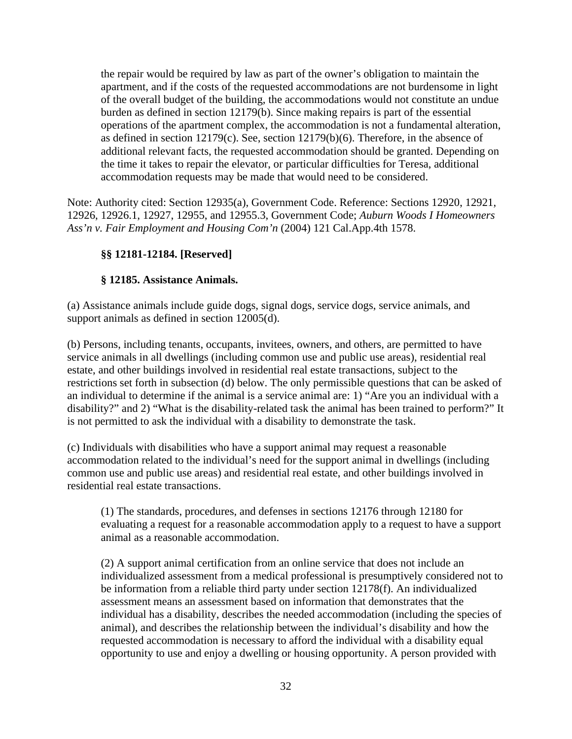the repair would be required by law as part of the owner's obligation to maintain the apartment, and if the costs of the requested accommodations are not burdensome in light of the overall budget of the building, the accommodations would not constitute an undue burden as defined in section 12179(b). Since making repairs is part of the essential operations of the apartment complex, the accommodation is not a fundamental alteration, as defined in section 12179(c). See, section 12179(b)(6). Therefore, in the absence of additional relevant facts, the requested accommodation should be granted. Depending on the time it takes to repair the elevator, or particular difficulties for Teresa, additional accommodation requests may be made that would need to be considered.

Note: Authority cited: Section 12935(a), Government Code. Reference: Sections 12920, 12921, 12926, 12926.1, 12927, 12955, and 12955.3, Government Code; *Auburn Woods I Homeowners Ass'n v. Fair Employment and Housing Com'n* (2004) 121 Cal.App.4th 1578.

**§§ 12181-12184. [Reserved]**

**§ 12185. Assistance Animals.**

(a) Assistance animals include guide dogs, signal dogs, service dogs, service animals, and support animals as defined in section 12005(d).

(b) Persons, including tenants, occupants, invitees, owners, and others, are permitted to have service animals in all dwellings (including common use and public use areas), residential real estate, and other buildings involved in residential real estate transactions, subject to the restrictions set forth in subsection (d) below. The only permissible questions that can be asked of an individual to determine if the animal is a service animal are: 1) "Are you an individual with a disability?" and 2) "What is the disability-related task the animal has been trained to perform?" It is not permitted to ask the individual with a disability to demonstrate the task.

(c) Individuals with disabilities who have a support animal may request a reasonable accommodation related to the individual's need for the support animal in dwellings (including common use and public use areas) and residential real estate, and other buildings involved in residential real estate transactions.

(1) The standards, procedures, and defenses in sections 12176 through 12180 for evaluating a request for a reasonable accommodation apply to a request to have a support animal as a reasonable accommodation.

(2) A support animal certification from an online service that does not include an individualized assessment from a medical professional is presumptively considered not to be information from a reliable third party under section 12178(f). An individualized assessment means an assessment based on information that demonstrates that the individual has a disability, describes the needed accommodation (including the species of animal), and describes the relationship between the individual's disability and how the requested accommodation is necessary to afford the individual with a disability equal opportunity to use and enjoy a dwelling or housing opportunity. A person provided with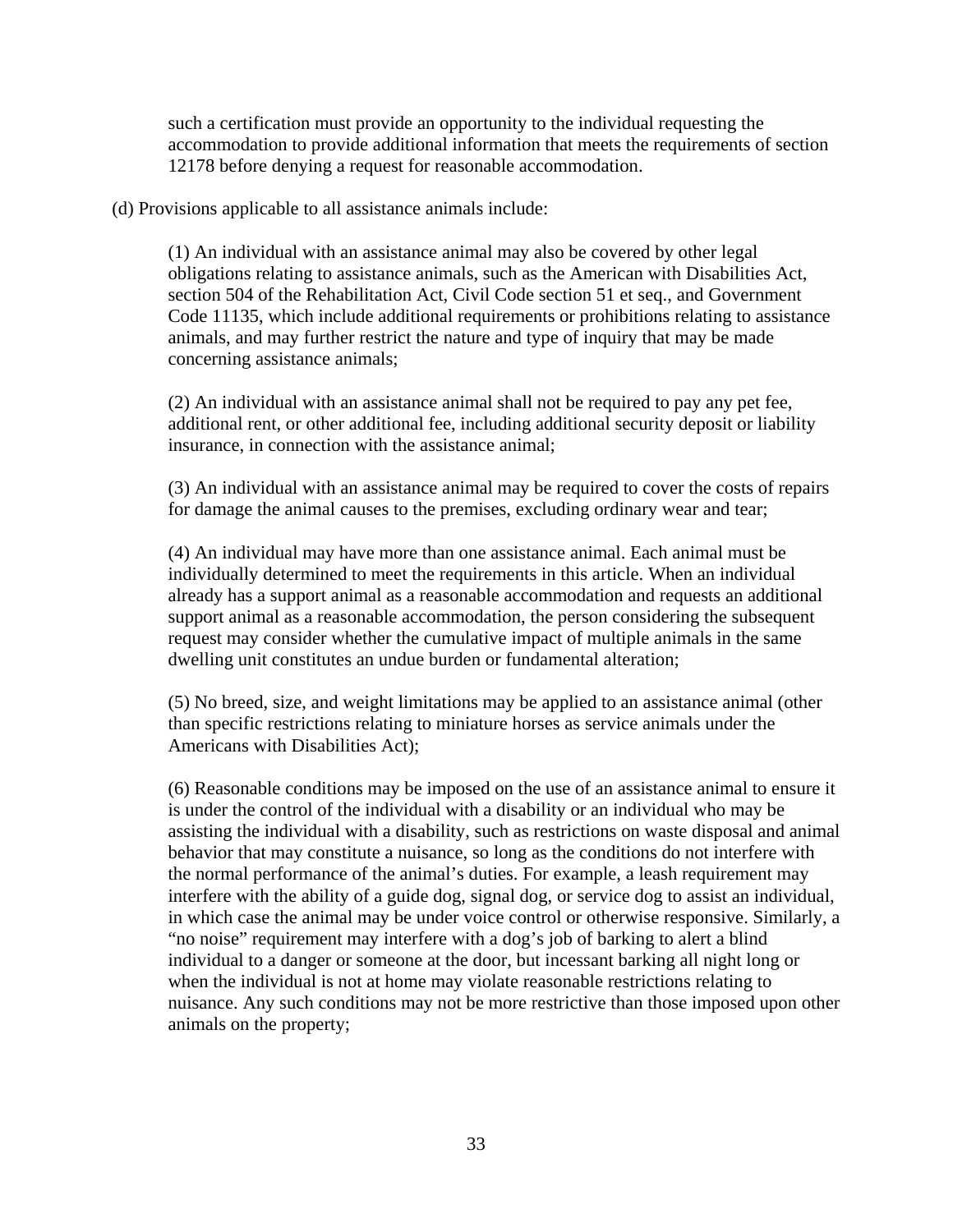such a certification must provide an opportunity to the individual requesting the accommodation to provide additional information that meets the requirements of section 12178 before denying a request for reasonable accommodation.

(d) Provisions applicable to all assistance animals include:

(1) An individual with an assistance animal may also be covered by other legal obligations relating to assistance animals, such as the American with Disabilities Act, section 504 of the Rehabilitation Act, Civil Code section 51 et seq., and Government Code 11135, which include additional requirements or prohibitions relating to assistance animals, and may further restrict the nature and type of inquiry that may be made concerning assistance animals;

(2) An individual with an assistance animal shall not be required to pay any pet fee, additional rent, or other additional fee, including additional security deposit or liability insurance, in connection with the assistance animal;

(3) An individual with an assistance animal may be required to cover the costs of repairs for damage the animal causes to the premises, excluding ordinary wear and tear;

(4) An individual may have more than one assistance animal. Each animal must be individually determined to meet the requirements in this article. When an individual already has a support animal as a reasonable accommodation and requests an additional support animal as a reasonable accommodation, the person considering the subsequent request may consider whether the cumulative impact of multiple animals in the same dwelling unit constitutes an undue burden or fundamental alteration;

(5) No breed, size, and weight limitations may be applied to an assistance animal (other than specific restrictions relating to miniature horses as service animals under the Americans with Disabilities Act);

(6) Reasonable conditions may be imposed on the use of an assistance animal to ensure it is under the control of the individual with a disability or an individual who may be assisting the individual with a disability, such as restrictions on waste disposal and animal behavior that may constitute a nuisance, so long as the conditions do not interfere with the normal performance of the animal's duties. For example, a leash requirement may interfere with the ability of a guide dog, signal dog, or service dog to assist an individual, in which case the animal may be under voice control or otherwise responsive. Similarly, a "no noise" requirement may interfere with a dog's job of barking to alert a blind individual to a danger or someone at the door, but incessant barking all night long or when the individual is not at home may violate reasonable restrictions relating to nuisance. Any such conditions may not be more restrictive than those imposed upon other animals on the property;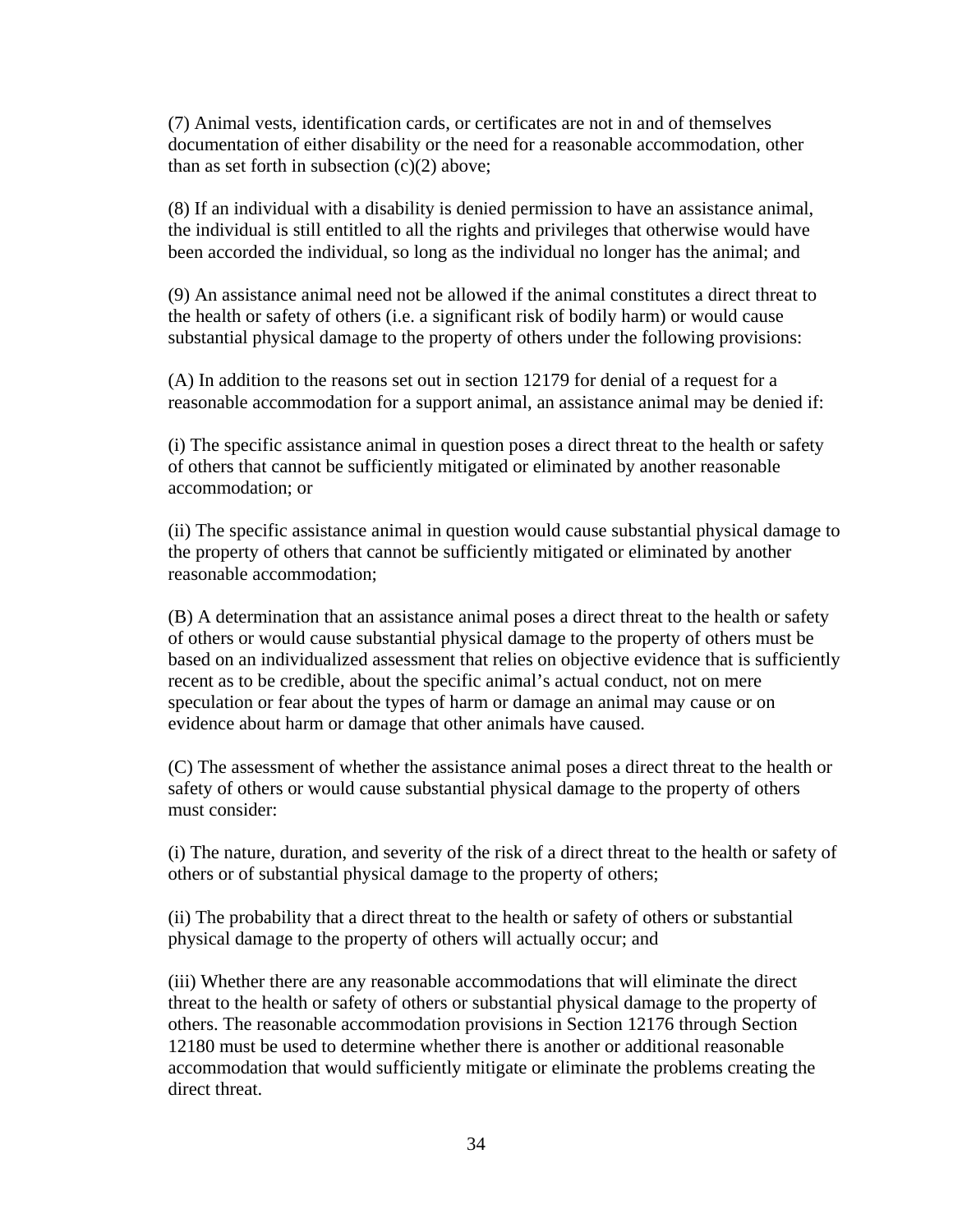(7) Animal vests, identification cards, or certificates are not in and of themselves documentation of either disability or the need for a reasonable accommodation, other than as set forth in subsection (c)(2) above;

(8) If an individual with a disability is denied permission to have an assistance animal, the individual is still entitled to all the rights and privileges that otherwise would have been accorded the individual, so long as the individual no longer has the animal; and

(9) An assistance animal need not be allowed if the animal constitutes a direct threat to the health or safety of others (i.e. a significant risk of bodily harm) or would cause substantial physical damage to the property of others under the following provisions:

(A) In addition to the reasons set out in section 12179 for denial of a request for a reasonable accommodation for a support animal, an assistance animal may be denied if:

(i) The specific assistance animal in question poses a direct threat to the health or safety of others that cannot be sufficiently mitigated or eliminated by another reasonable accommodation; or

(ii) The specific assistance animal in question would cause substantial physical damage to the property of others that cannot be sufficiently mitigated or eliminated by another reasonable accommodation;

(B) A determination that an assistance animal poses a direct threat to the health or safety of others or would cause substantial physical damage to the property of others must be based on an individualized assessment that relies on objective evidence that is sufficiently recent as to be credible, about the specific animal's actual conduct, not on mere speculation or fear about the types of harm or damage an animal may cause or on evidence about harm or damage that other animals have caused.

(C) The assessment of whether the assistance animal poses a direct threat to the health or safety of others or would cause substantial physical damage to the property of others must consider:

(i) The nature, duration, and severity of the risk of a direct threat to the health or safety of others or of substantial physical damage to the property of others;

(ii) The probability that a direct threat to the health or safety of others or substantial physical damage to the property of others will actually occur; and

(iii) Whether there are any reasonable accommodations that will eliminate the direct threat to the health or safety of others or substantial physical damage to the property of others. The reasonable accommodation provisions in Section 12176 through Section 12180 must be used to determine whether there is another or additional reasonable accommodation that would sufficiently mitigate or eliminate the problems creating the direct threat.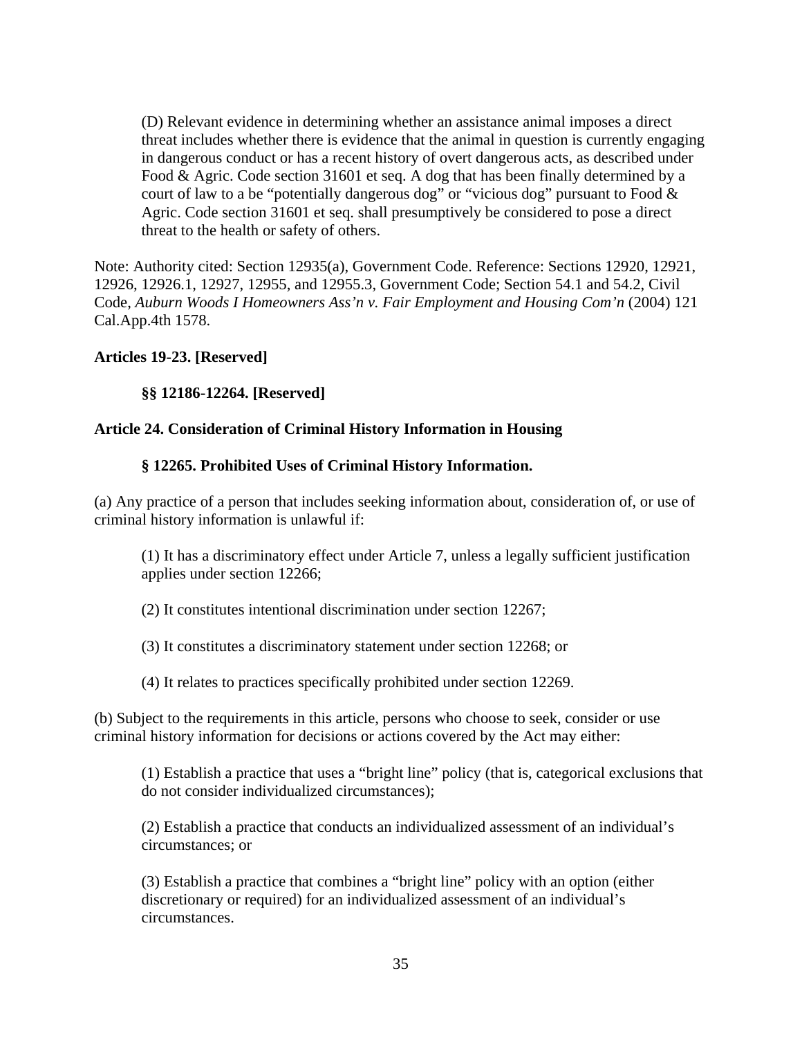(D) Relevant evidence in determining whether an assistance animal imposes a direct threat includes whether there is evidence that the animal in question is currently engaging in dangerous conduct or has a recent history of overt dangerous acts, as described under Food & Agric. Code section 31601 et seq. A dog that has been finally determined by a court of law to a be "potentially dangerous dog" or "vicious dog" pursuant to Food & Agric. Code section 31601 et seq. shall presumptively be considered to pose a direct threat to the health or safety of others.

Note: Authority cited: Section 12935(a), Government Code. Reference: Sections 12920, 12921, 12926, 12926.1, 12927, 12955, and 12955.3, Government Code; Section 54.1 and 54.2, Civil Code, *Auburn Woods I Homeowners Ass'n v. Fair Employment and Housing Com'n* (2004) 121 Cal.App.4th 1578.

**Articles 19-23. [Reserved]**

**§§ 12186-12264. [Reserved]**

**Article 24. Consideration of Criminal History Information in Housing**

**§ 12265. Prohibited Uses of Criminal History Information.**

(a) Any practice of a person that includes seeking information about, consideration of, or use of criminal history information is unlawful if:

(1) It has a discriminatory effect under Article 7, unless a legally sufficient justification applies under section 12266;

(2) It constitutes intentional discrimination under section 12267;

(3) It constitutes a discriminatory statement under section 12268; or

(4) It relates to practices specifically prohibited under section 12269.

(b) Subject to the requirements in this article, persons who choose to seek, consider or use criminal history information for decisions or actions covered by the Act may either:

(1) Establish a practice that uses a "bright line" policy (that is, categorical exclusions that do not consider individualized circumstances);

(2) Establish a practice that conducts an individualized assessment of an individual's circumstances; or

(3) Establish a practice that combines a "bright line" policy with an option (either discretionary or required) for an individualized assessment of an individual's circumstances.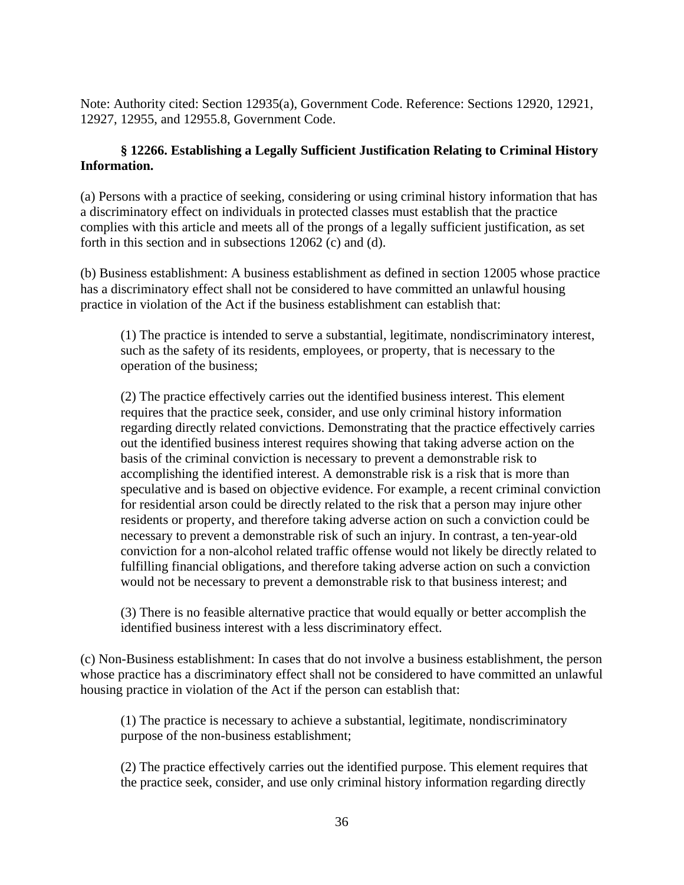Note: Authority cited: Section 12935(a), Government Code. Reference: Sections 12920, 12921, 12927, 12955, and 12955.8, Government Code.

### § 12266. Establishing a Legally Sufficient Justification Relating to Criminal History Information.

(a) Persons with a practice of seeking, considering or using criminal history information that has a discriminatory effect on individuals in protected classes must establish that the practice complies with this article and meets all of the prongs of a legally sufficient justification, as set forth in this section and in subsections 12062 (c) and (d).

(b) Business establishment: A business establishment as defined in section 12005 whose practice has a discriminatory effect shall not be considered to have committed an unlawful housing practice in violation of the Act if the business establishment can establish that:

(1) The practice is intended to serve a substantial, legitimate, nondiscriminatory interest, such as the safety of its residents, employees, or property, that is necessary to the operation of the business;

(2) The practice effectively carries out the identified business interest. This element requires that the practice seek, consider, and use only criminal history information regarding directly related convictions. Demonstrating that the practice effectively carries out the identified business interest requires showing that taking adverse action on the basis of the criminal conviction is necessary to prevent a demonstrable risk to accomplishing the identified interest. A demonstrable risk is a risk that is more than speculative and is based on objective evidence. For example, a recent criminal conviction for residential arson could be directly related to the risk that a person may injure other residents or property, and therefore taking adverse action on such a conviction could be necessary to prevent a demonstrable risk of such an injury. In contrast, a ten-year-old conviction for a non-alcohol related traffic offense would not likely be directly related to fulfilling financial obligations, and therefore taking adverse action on such a conviction would not be necessary to prevent a demonstrable risk to that business interest; and

(3) There is no feasible alternative practice that would equally or better accomplish the identified business interest with a less discriminatory effect.

(c) Non-Business establishment: In cases that do not involve a business establishment, the person whose practice has a discriminatory effect shall not be considered to have committed an unlawful housing practice in violation of the Act if the person can establish that:

(1) The practice is necessary to achieve a substantial, legitimate, nondiscriminatory purpose of the non-business establishment;

(2) The practice effectively carries out the identified purpose. This element requires that the practice seek, consider, and use only criminal history information regarding directly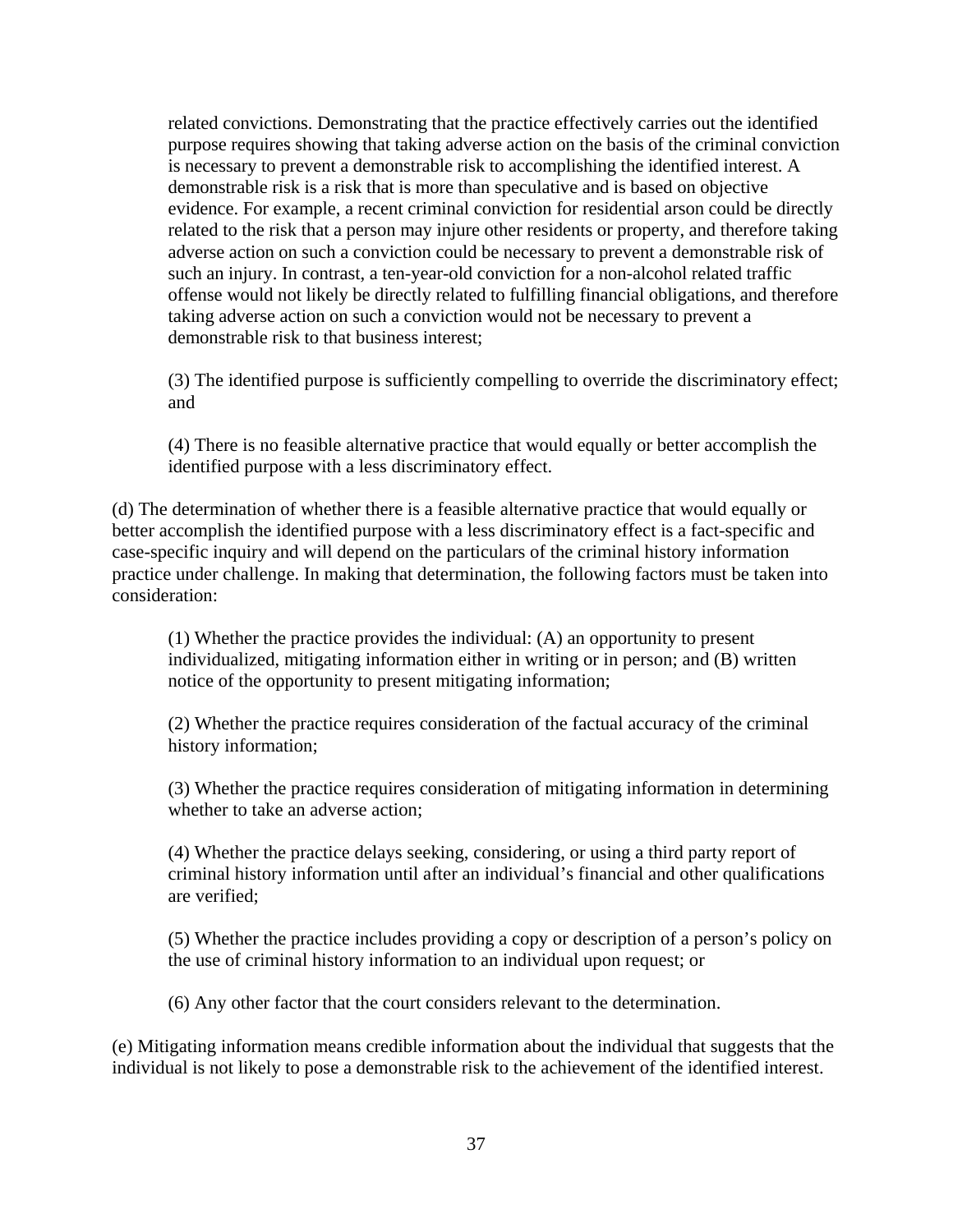related convictions. Demonstrating that the practice effectively carries out the identified purpose requires showing that taking adverse action on the basis of the criminal conviction is necessary to prevent a demonstrable risk to accomplishing the identified interest. A demonstrable risk is a risk that is more than speculative and is based on objective evidence. For example, a recent criminal conviction for residential arson could be directly related to the risk that a person may injure other residents or property, and therefore taking adverse action on such a conviction could be necessary to prevent a demonstrable risk of such an injury. In contrast, a ten-year-old conviction for a non-alcohol related traffic offense would not likely be directly related to fulfilling financial obligations, and therefore taking adverse action on such a conviction would not be necessary to prevent a demonstrable risk to that business interest;

(3) The identified purpose is sufficiently compelling to override the discriminatory effect; and

(4) There is no feasible alternative practice that would equally or better accomplish the identified purpose with a less discriminatory effect.

(d) The determination of whether there is a feasible alternative practice that would equally or better accomplish the identified purpose with a less discriminatory effect is a fact-specific and case-specific inquiry and will depend on the particulars of the criminal history information practice under challenge. In making that determination, the following factors must be taken into consideration:

(1) Whether the practice provides the individual: (A) an opportunity to present individualized, mitigating information either in writing or in person; and (B) written notice of the opportunity to present mitigating information;

(2) Whether the practice requires consideration of the factual accuracy of the criminal history information;

(3) Whether the practice requires consideration of mitigating information in determining whether to take an adverse action;

(4) Whether the practice delays seeking, considering, or using a third party report of criminal history information until after an individual's financial and other qualifications are verified;

(5) Whether the practice includes providing a copy or description of a person's policy on the use of criminal history information to an individual upon request; or

(6) Any other factor that the court considers relevant to the determination.

(e) Mitigating information means credible information about the individual that suggests that the individual is not likely to pose a demonstrable risk to the achievement of the identified interest.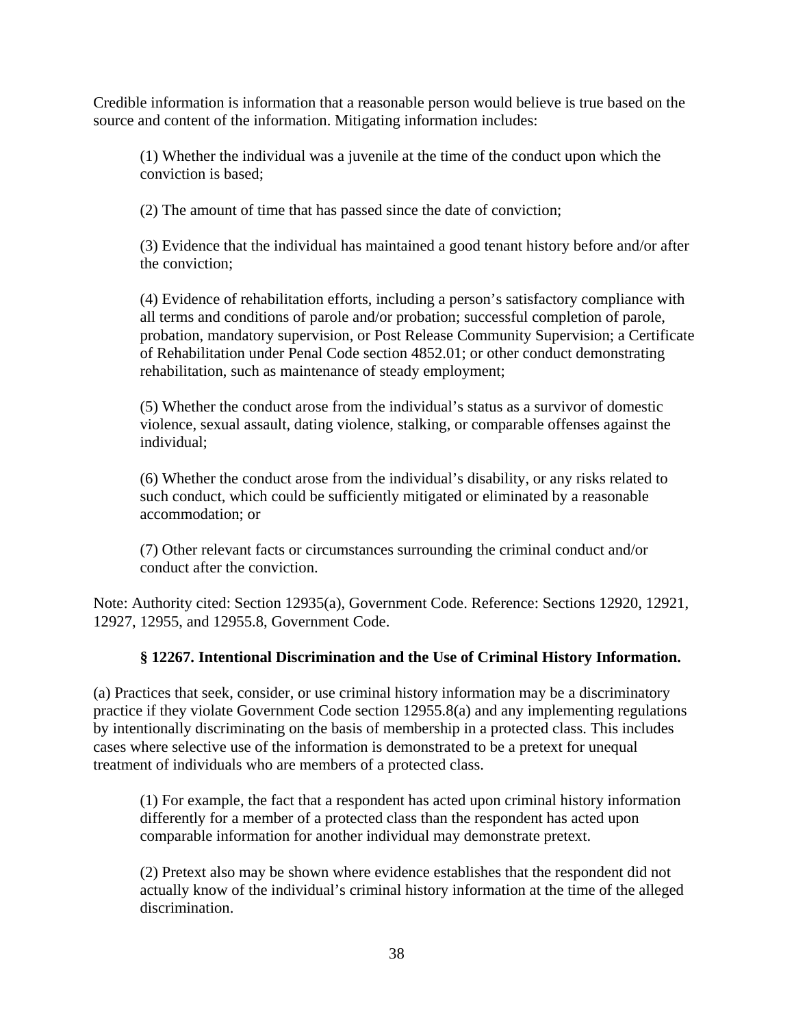Credible information is information that a reasonable person would believe is true based on the source and content of the information. Mitigating information includes:

(1) Whether the individual was a juvenile at the time of the conduct upon which the conviction is based;

(2) The amount of time that has passed since the date of conviction;

(3) Evidence that the individual has maintained a good tenant history before and/or after the conviction;

(4) Evidence of rehabilitation efforts, including a person's satisfactory compliance with all terms and conditions of parole and/or probation; successful completion of parole, probation, mandatory supervision, or Post Release Community Supervision; a Certificate of Rehabilitation under Penal Code section 4852.01; or other conduct demonstrating rehabilitation, such as maintenance of steady employment;

(5) Whether the conduct arose from the individual's status as a survivor of domestic violence, sexual assault, dating violence, stalking, or comparable offenses against the individual;

(6) Whether the conduct arose from the individual's disability, or any risks related to such conduct, which could be sufficiently mitigated or eliminated by a reasonable accommodation; or

(7) Other relevant facts or circumstances surrounding the criminal conduct and/or conduct after the conviction.

Note: Authority cited: Section 12935(a), Government Code. Reference: Sections 12920, 12921, 12927, 12955, and 12955.8, Government Code.

### § 12267. Intentional Discrimination and the Use of Criminal History Information.

(a) Practices that seek, consider, or use criminal history information may be a discriminatory practice if they violate Government Code section 12955.8(a) and any implementing regulations by intentionally discriminating on the basis of membership in a protected class. This includes cases where selective use of the information is demonstrated to be a pretext for unequal treatment of individuals who are members of a protected class.

(1) For example, the fact that a respondent has acted upon criminal history information differently for a member of a protected class than the respondent has acted upon comparable information for another individual may demonstrate pretext.

(2) Pretext also may be shown where evidence establishes that the respondent did not actually know of the individual's criminal history information at the time of the alleged discrimination.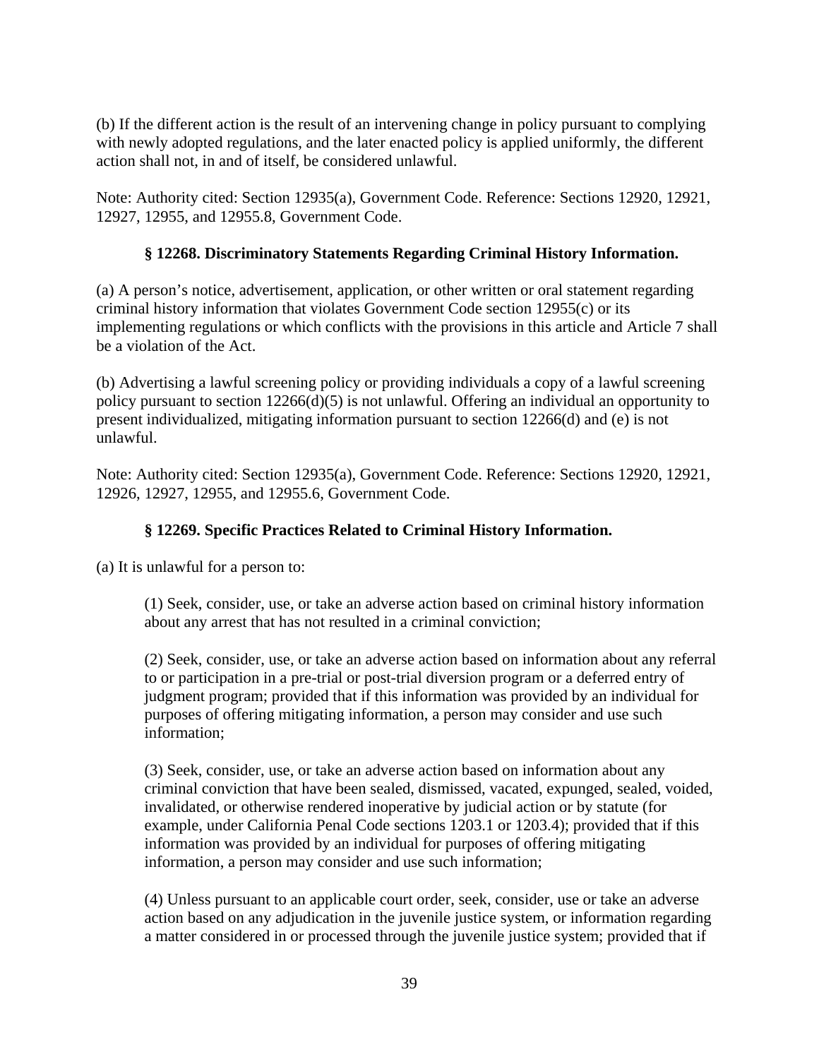(b) If the different action is the result of an intervening change in policy pursuant to complying with newly adopted regulations, and the later enacted policy is applied uniformly, the different action shall not, in and of itself, be considered unlawful.

Note: Authority cited: Section 12935(a), Government Code. Reference: Sections 12920, 12921, 12927, 12955, and 12955.8, Government Code.

### § 12268. Discriminatory Statements Regarding Criminal History Information.

(a) A person's notice, advertisement, application, or other written or oral statement regarding criminal history information that violates Government Code section 12955(c) or its implementing regulations or which conflicts with the provisions in this article and Article 7 shall be a violation of the Act.

(b) Advertising a lawful screening policy or providing individuals a copy of a lawful screening policy pursuant to section 12266(d)(5) is not unlawful. Offering an individual an opportunity to present individualized, mitigating information pursuant to section 12266(d) and (e) is not unlawful.

Note: Authority cited: Section 12935(a), Government Code. Reference: Sections 12920, 12921, 12926, 12927, 12955, and 12955.6, Government Code.

### § 12269. Specific Practices Related to Criminal History Information.

(a) It is unlawful for a person to:

(1) Seek, consider, use, or take an adverse action based on criminal history information about any arrest that has not resulted in a criminal conviction;

(2) Seek, consider, use, or take an adverse action based on information about any referral to or participation in a pre-trial or post-trial diversion program or a deferred entry of judgment program; provided that if this information was provided by an individual for purposes of offering mitigating information, a person may consider and use such information;

(3) Seek, consider, use, or take an adverse action based on information about any criminal conviction that have been sealed, dismissed, vacated, expunged, sealed, voided, invalidated, or otherwise rendered inoperative by judicial action or by statute (for example, under California Penal Code sections 1203.1 or 1203.4); provided that if this information was provided by an individual for purposes of offering mitigating information, a person may consider and use such information;

(4) Unless pursuant to an applicable court order, seek, consider, use or take an adverse action based on any adjudication in the juvenile justice system, or information regarding a matter considered in or processed through the juvenile justice system; provided that if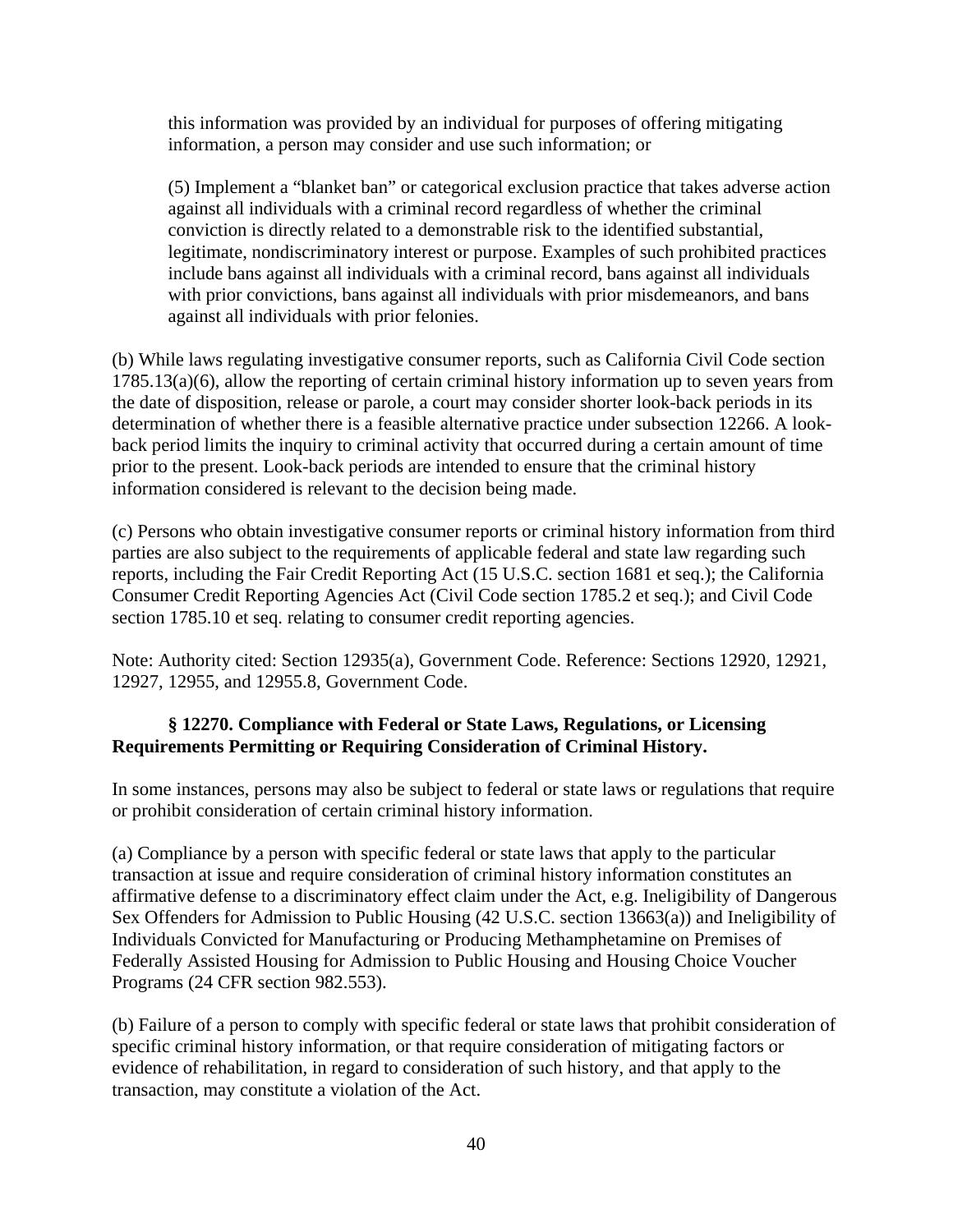this information was provided by an individual for purposes of offering mitigating information, a person may consider and use such information; or

(5) Implement a "blanket ban" or categorical exclusion practice that takes adverse action against all individuals with a criminal record regardless of whether the criminal conviction is directly related to a demonstrable risk to the identified substantial, legitimate, nondiscriminatory interest or purpose. Examples of such prohibited practices include bans against all individuals with a criminal record, bans against all individuals with prior convictions, bans against all individuals with prior misdemeanors, and bans against all individuals with prior felonies.

(b) While laws regulating investigative consumer reports, such as California Civil Code section 1785.13(a)(6), allow the reporting of certain criminal history information up to seven years from the date of disposition, release or parole, a court may consider shorter look-back periods in its determination of whether there is a feasible alternative practice under subsection 12266. A look-back period limits the inquiry to criminal activity that occurred during a certain amount of time prior to the present. Look-back periods are intended to ensure that the criminal history information considered is relevant to the decision being made.

(c) Persons who obtain investigative consumer reports or criminal history information from third parties are also subject to the requirements of applicable federal and state law regarding such reports, including the Fair Credit Reporting Act (15 U.S.C. section 1681 et seq.); the California Consumer Credit Reporting Agencies Act (Civil Code section 1785.2 et seq.); and Civil Code section 1785.10 et seq. relating to consumer credit reporting agencies.

Note: Authority cited: Section 12935(a), Government Code. Reference: Sections 12920, 12921, 12927, 12955, and 12955.8, Government Code.

### § 12270. Compliance with Federal or State Laws, Regulations, or Licensing Requirements Permitting or Requiring Consideration of Criminal History.

In some instances, persons may also be subject to federal or state laws or regulations that require or prohibit consideration of certain criminal history information.

(a) Compliance by a person with specific federal or state laws that apply to the particular transaction at issue and require consideration of criminal history information constitutes an affirmative defense to a discriminatory effect claim under the Act, e.g. Ineligibility of Dangerous Sex Offenders for Admission to Public Housing (42 U.S.C. section 13663(a)) and Ineligibility of Individuals Convicted for Manufacturing or Producing Methamphetamine on Premises of Federally Assisted Housing for Admission to Public Housing and Housing Choice Voucher Programs (24 CFR section 982.553).

(b) Failure of a person to comply with specific federal or state laws that prohibit consideration of specific criminal history information, or that require consideration of mitigating factors or evidence of rehabilitation, in regard to consideration of such history, and that apply to the transaction, may constitute a violation of the Act.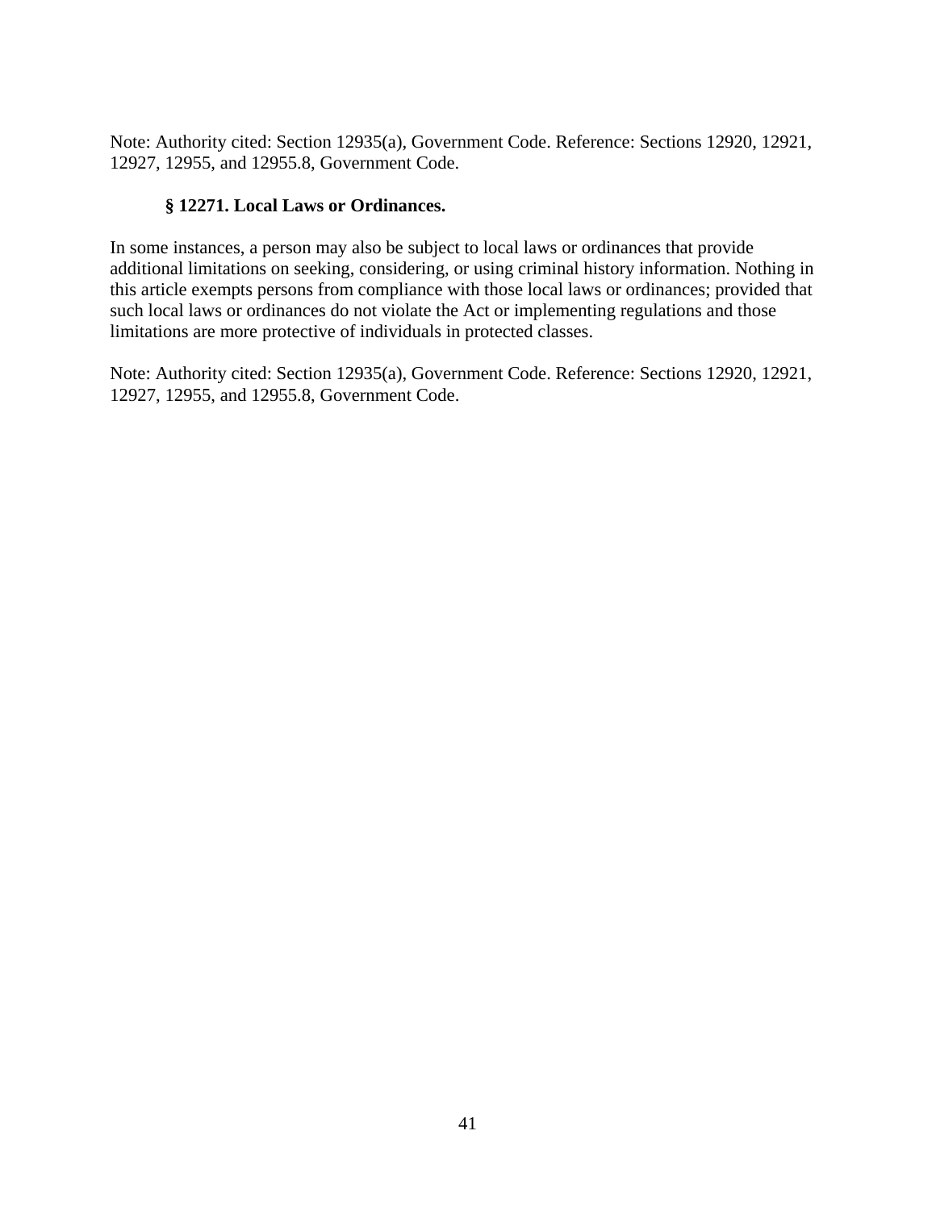Note: Authority cited: Section 12935(a), Government Code. Reference: Sections 12920, 12921, 12927, 12955, and 12955.8, Government Code.

**§ 12271. Local Laws or Ordinances.**

In some instances, a person may also be subject to local laws or ordinances that provide additional limitations on seeking, considering, or using criminal history information. Nothing in this article exempts persons from compliance with those local laws or ordinances; provided that such local laws or ordinances do not violate the Act or implementing regulations and those limitations are more protective of individuals in protected classes.

Note: Authority cited: Section 12935(a), Government Code. Reference: Sections 12920, 12921, 12927, 12955, and 12955.8, Government Code.